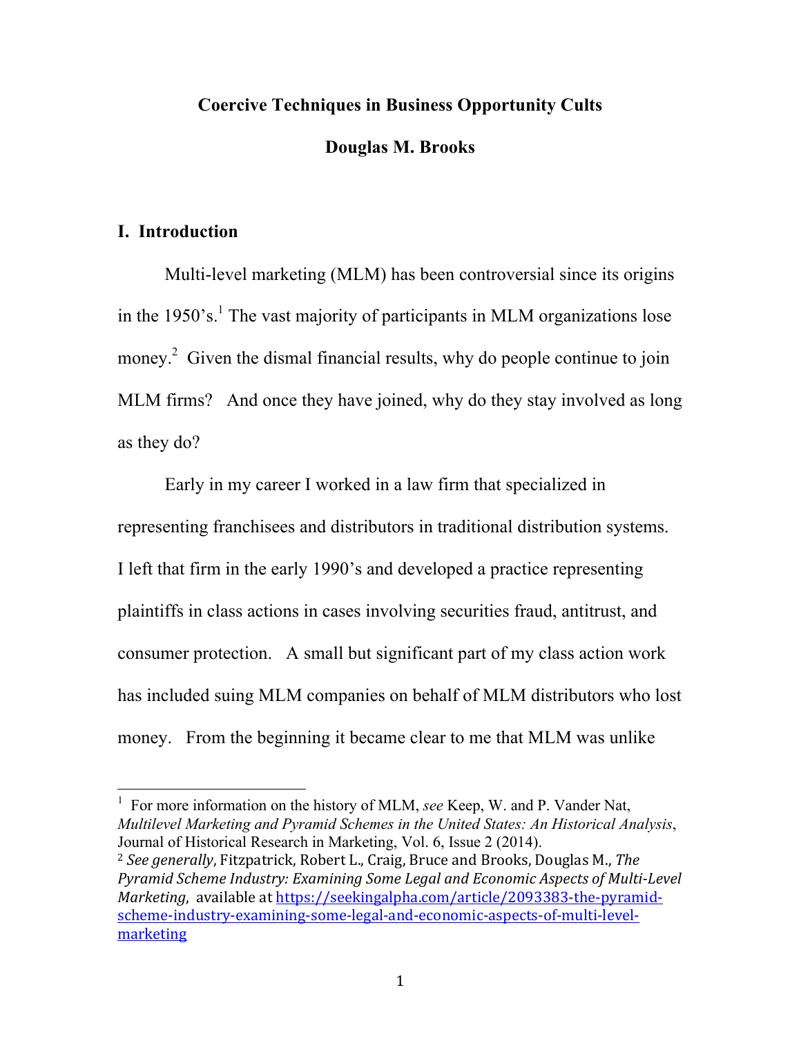# Coercive Techniques in Business Opportunity Cults

**Douglas M. Brooks**

## I. Introduction

Multi-level marketing (MLM) has been controversial since its origins in the 1950's.[1] The vast majority of participants in MLM organizations lose money.[2] Given the dismal financial results, why do people continue to join MLM firms? And once they have joined, why do they stay involved as long as they do?

Early in my career I worked in a law firm that specialized in representing franchisees and distributors in traditional distribution systems. I left that firm in the early 1990's and developed a practice representing plaintiffs in class actions in cases involving securities fraud, antitrust, and consumer protection. A small but significant part of my class action work has included suing MLM companies on behalf of MLM distributors who lost money. From the beginning it became clear to me that MLM was unlike

---

[1] For more information on the history of MLM, *see* Keep, W. and P. Vander Nat, *Multilevel Marketing and Pyramid Schemes in the United States: An Historical Analysis*, Journal of Historical Research in Marketing, Vol. 6, Issue 2 (2014).

[2] *See generally*, Fitzpatrick, Robert L., Craig, Bruce and Brooks, Douglas M., *The Pyramid Scheme Industry: Examining Some Legal and Economic Aspects of Multi-Level Marketing*, available at https://seekingalpha.com/article/2093383-the-pyramid-scheme-industry-examining-some-legal-and-economic-aspects-of-multi-level-marketing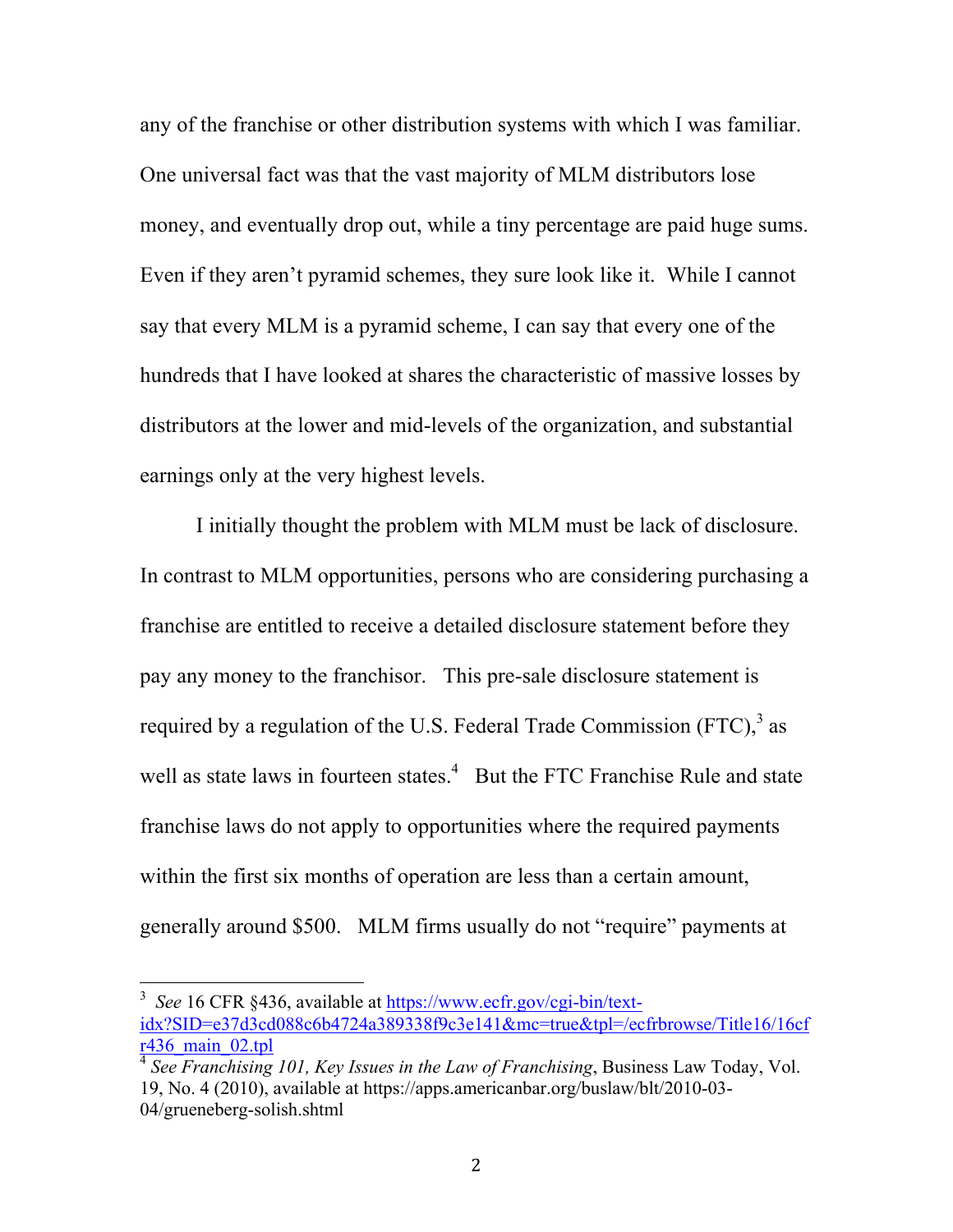any of the franchise or other distribution systems with which I was familiar. One universal fact was that the vast majority of MLM distributors lose money, and eventually drop out, while a tiny percentage are paid huge sums. Even if they aren't pyramid schemes, they sure look like it. While I cannot say that every MLM is a pyramid scheme, I can say that every one of the hundreds that I have looked at shares the characteristic of massive losses by distributors at the lower and mid-levels of the organization, and substantial earnings only at the very highest levels.

I initially thought the problem with MLM must be lack of disclosure. In contrast to MLM opportunities, persons who are considering purchasing a franchise are entitled to receive a detailed disclosure statement before they pay any money to the franchisor. This pre-sale disclosure statement is required by a regulation of the U.S. Federal Trade Commission (FTC),[3] as well as state laws in fourteen states.[4] But the FTC Franchise Rule and state franchise laws do not apply to opportunities where the required payments within the first six months of operation are less than a certain amount, generally around $500. MLM firms usually do not "require" payments at

---

[3] *See* 16 CFR §436, available at https://www.ecfr.gov/cgi-bin/text-idx?SID=e37d3cd088c6b4724a389338f9c3e141&mc=true&tpl=/ecfrbrowse/Title16/16cfr436_main_02.tpl

[4] *See Franchising 101, Key Issues in the Law of Franchising*, Business Law Today, Vol. 19, No. 4 (2010), available at https://apps.americanbar.org/buslaw/blt/2010-03-04/grueneberg-solish.shtml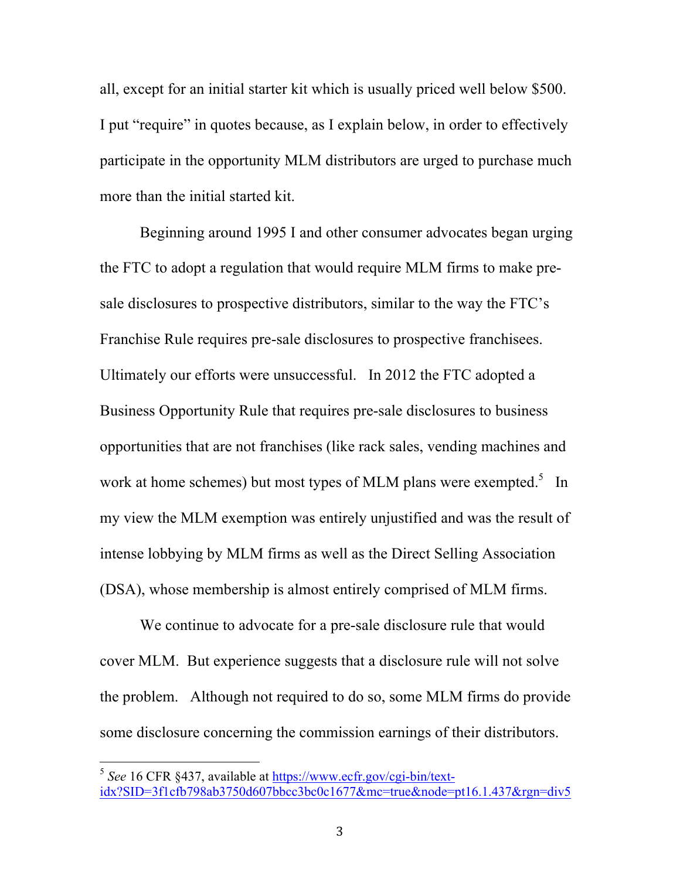all, except for an initial starter kit which is usually priced well below $500. I put "require" in quotes because, as I explain below, in order to effectively participate in the opportunity MLM distributors are urged to purchase much more than the initial started kit.

Beginning around 1995 I and other consumer advocates began urging the FTC to adopt a regulation that would require MLM firms to make pre-sale disclosures to prospective distributors, similar to the way the FTC's Franchise Rule requires pre-sale disclosures to prospective franchisees. Ultimately our efforts were unsuccessful. In 2012 the FTC adopted a Business Opportunity Rule that requires pre-sale disclosures to business opportunities that are not franchises (like rack sales, vending machines and work at home schemes) but most types of MLM plans were exempted.[5] In my view the MLM exemption was entirely unjustified and was the result of intense lobbying by MLM firms as well as the Direct Selling Association (DSA), whose membership is almost entirely comprised of MLM firms.

We continue to advocate for a pre-sale disclosure rule that would cover MLM. But experience suggests that a disclosure rule will not solve the problem. Although not required to do so, some MLM firms do provide some disclosure concerning the commission earnings of their distributors.

---

[5] *See* 16 CFR §437, available at https://www.ecfr.gov/cgi-bin/text-idx?SID=3f1cfb798ab3750d607bbcc3bc0c1677&mc=true&node=pt16.1.437&rgn=div5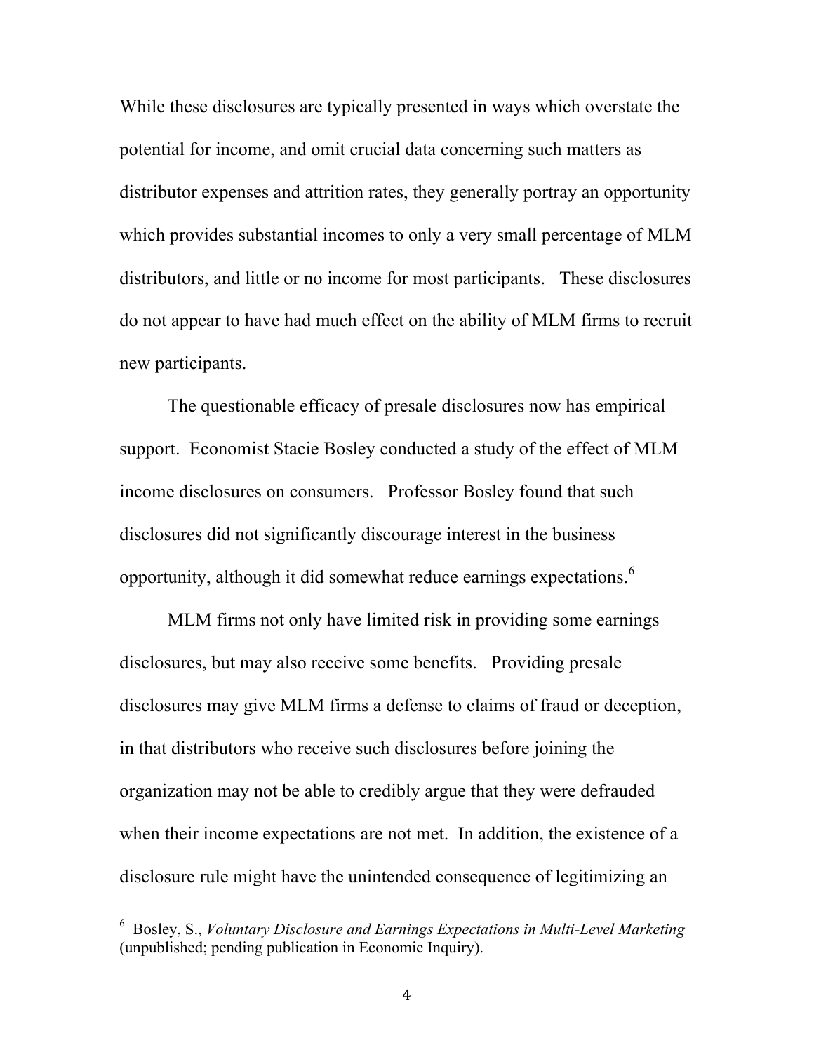While these disclosures are typically presented in ways which overstate the potential for income, and omit crucial data concerning such matters as distributor expenses and attrition rates, they generally portray an opportunity which provides substantial incomes to only a very small percentage of MLM distributors, and little or no income for most participants. These disclosures do not appear to have had much effect on the ability of MLM firms to recruit new participants.

The questionable efficacy of presale disclosures now has empirical support. Economist Stacie Bosley conducted a study of the effect of MLM income disclosures on consumers. Professor Bosley found that such disclosures did not significantly discourage interest in the business opportunity, although it did somewhat reduce earnings expectations.[6]

MLM firms not only have limited risk in providing some earnings disclosures, but may also receive some benefits. Providing presale disclosures may give MLM firms a defense to claims of fraud or deception, in that distributors who receive such disclosures before joining the organization may not be able to credibly argue that they were defrauded when their income expectations are not met. In addition, the existence of a disclosure rule might have the unintended consequence of legitimizing an

---

[6] Bosley, S., *Voluntary Disclosure and Earnings Expectations in Multi-Level Marketing* (unpublished; pending publication in Economic Inquiry).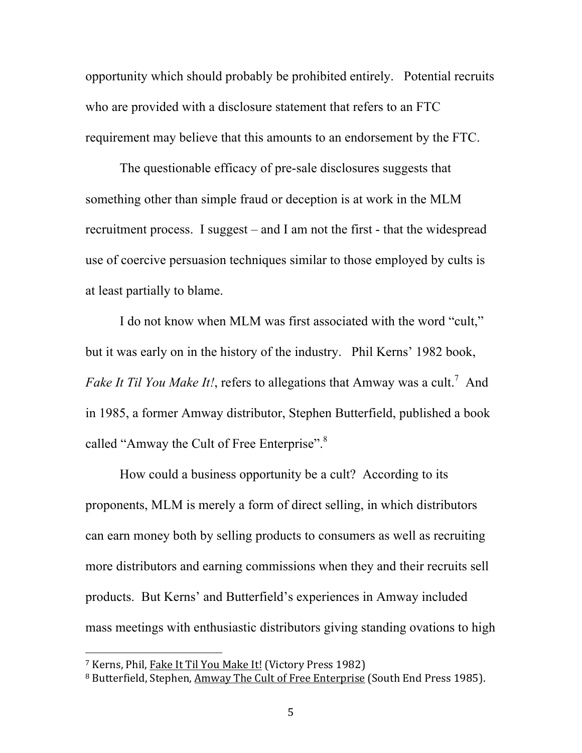opportunity which should probably be prohibited entirely. Potential recruits who are provided with a disclosure statement that refers to an FTC requirement may believe that this amounts to an endorsement by the FTC.

The questionable efficacy of pre-sale disclosures suggests that something other than simple fraud or deception is at work in the MLM recruitment process. I suggest – and I am not the first - that the widespread use of coercive persuasion techniques similar to those employed by cults is at least partially to blame.

I do not know when MLM was first associated with the word "cult," but it was early on in the history of the industry. Phil Kerns' 1982 book, *Fake It Til You Make It!*, refers to allegations that Amway was a cult.[7] And in 1985, a former Amway distributor, Stephen Butterfield, published a book called "Amway the Cult of Free Enterprise".[8]

How could a business opportunity be a cult? According to its proponents, MLM is merely a form of direct selling, in which distributors can earn money both by selling products to consumers as well as recruiting more distributors and earning commissions when they and their recruits sell products. But Kerns' and Butterfield's experiences in Amway included mass meetings with enthusiastic distributors giving standing ovations to high

---

[7] Kerns, Phil, Fake It Til You Make It! (Victory Press 1982)

[8] Butterfield, Stephen, Amway The Cult of Free Enterprise (South End Press 1985).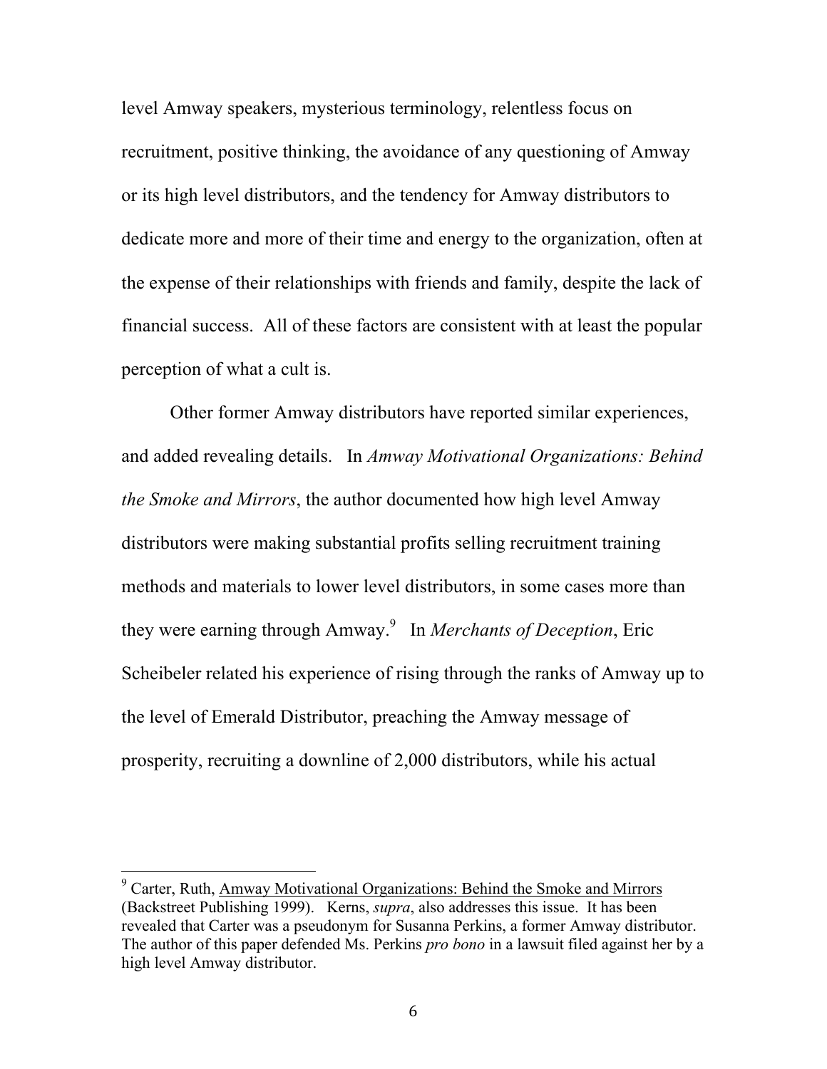level Amway speakers, mysterious terminology, relentless focus on recruitment, positive thinking, the avoidance of any questioning of Amway or its high level distributors, and the tendency for Amway distributors to dedicate more and more of their time and energy to the organization, often at the expense of their relationships with friends and family, despite the lack of financial success. All of these factors are consistent with at least the popular perception of what a cult is.

Other former Amway distributors have reported similar experiences, and added revealing details. In *Amway Motivational Organizations: Behind the Smoke and Mirrors*, the author documented how high level Amway distributors were making substantial profits selling recruitment training methods and materials to lower level distributors, in some cases more than they were earning through Amway.[9] In *Merchants of Deception*, Eric Scheibeler related his experience of rising through the ranks of Amway up to the level of Emerald Distributor, preaching the Amway message of prosperity, recruiting a downline of 2,000 distributors, while his actual

---

[9] Carter, Ruth, Amway Motivational Organizations: Behind the Smoke and Mirrors (Backstreet Publishing 1999). Kerns, *supra*, also addresses this issue. It has been revealed that Carter was a pseudonym for Susanna Perkins, a former Amway distributor. The author of this paper defended Ms. Perkins *pro bono* in a lawsuit filed against her by a high level Amway distributor.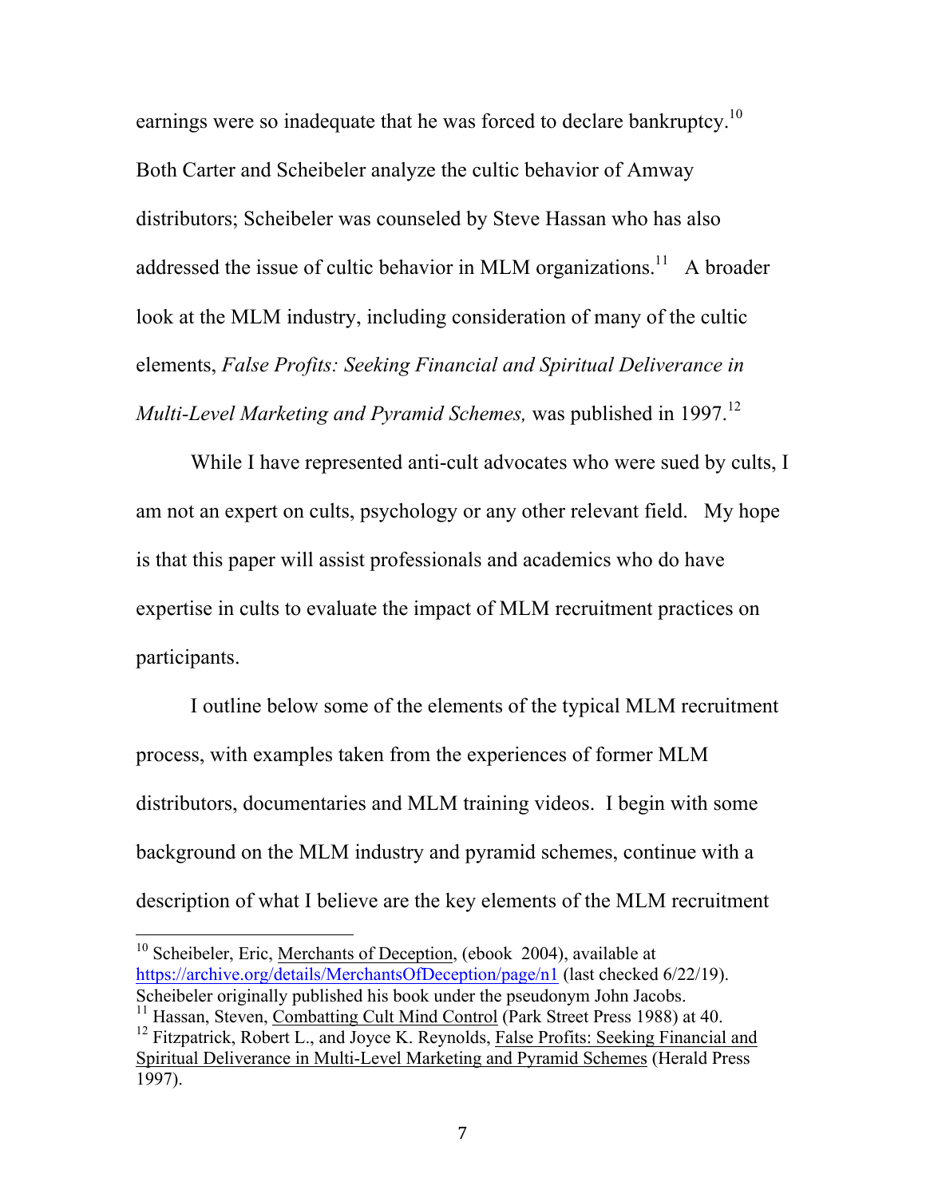earnings were so inadequate that he was forced to declare bankruptcy.[10] Both Carter and Scheibeler analyze the cultic behavior of Amway distributors; Scheibeler was counseled by Steve Hassan who has also addressed the issue of cultic behavior in MLM organizations.[11] A broader look at the MLM industry, including consideration of many of the cultic elements, *False Profits: Seeking Financial and Spiritual Deliverance in Multi-Level Marketing and Pyramid Schemes,* was published in 1997.[12]

While I have represented anti-cult advocates who were sued by cults, I am not an expert on cults, psychology or any other relevant field. My hope is that this paper will assist professionals and academics who do have expertise in cults to evaluate the impact of MLM recruitment practices on participants.

I outline below some of the elements of the typical MLM recruitment process, with examples taken from the experiences of former MLM distributors, documentaries and MLM training videos. I begin with some background on the MLM industry and pyramid schemes, continue with a description of what I believe are the key elements of the MLM recruitment

---

[10] Scheibeler, Eric, Merchants of Deception, (ebook 2004), available at https://archive.org/details/MerchantsOfDeception/page/n1 (last checked 6/22/19). Scheibeler originally published his book under the pseudonym John Jacobs.

[11] Hassan, Steven, Combatting Cult Mind Control (Park Street Press 1988) at 40.

[12] Fitzpatrick, Robert L., and Joyce K. Reynolds, False Profits: Seeking Financial and Spiritual Deliverance in Multi-Level Marketing and Pyramid Schemes (Herald Press 1997).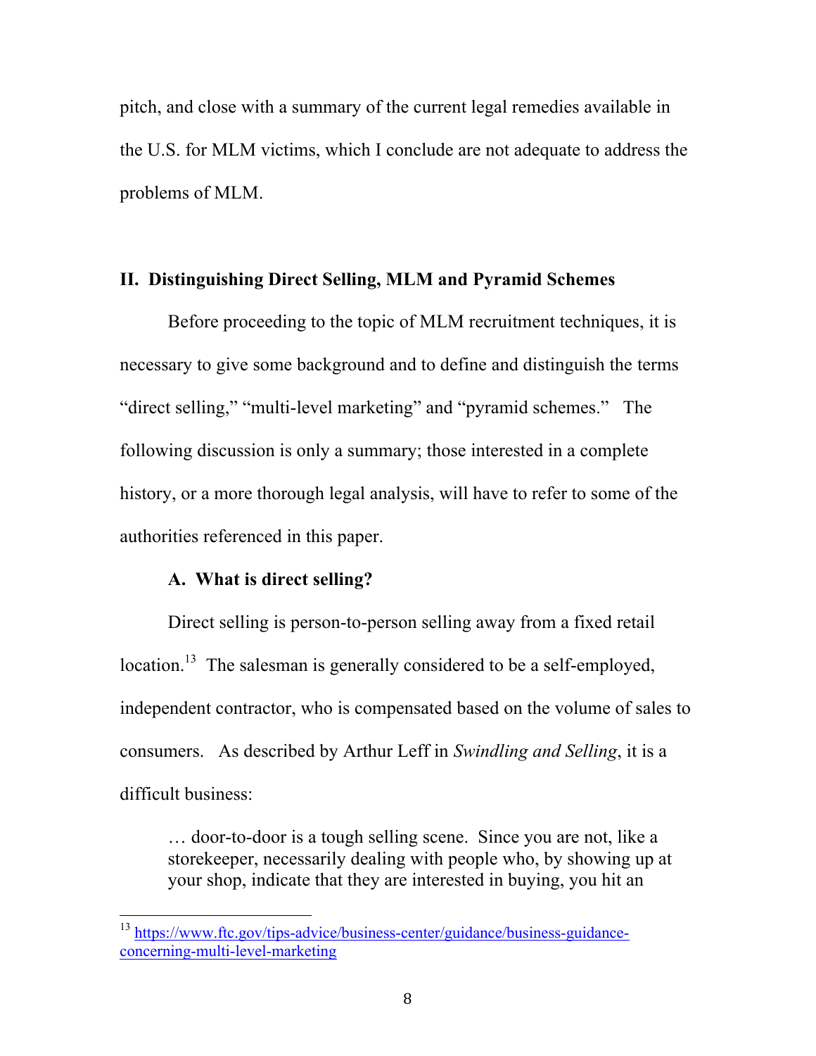pitch, and close with a summary of the current legal remedies available in the U.S. for MLM victims, which I conclude are not adequate to address the problems of MLM.

## II. Distinguishing Direct Selling, MLM and Pyramid Schemes

Before proceeding to the topic of MLM recruitment techniques, it is necessary to give some background and to define and distinguish the terms "direct selling," "multi-level marketing" and "pyramid schemes." The following discussion is only a summary; those interested in a complete history, or a more thorough legal analysis, will have to refer to some of the authorities referenced in this paper.

### A. What is direct selling?

Direct selling is person-to-person selling away from a fixed retail location.[13] The salesman is generally considered to be a self-employed, independent contractor, who is compensated based on the volume of sales to consumers. As described by Arthur Leff in *Swindling and Selling*, it is a difficult business:

> … door-to-door is a tough selling scene. Since you are not, like a storekeeper, necessarily dealing with people who, by showing up at your shop, indicate that they are interested in buying, you hit an

---

[13] https://www.ftc.gov/tips-advice/business-center/guidance/business-guidance-concerning-multi-level-marketing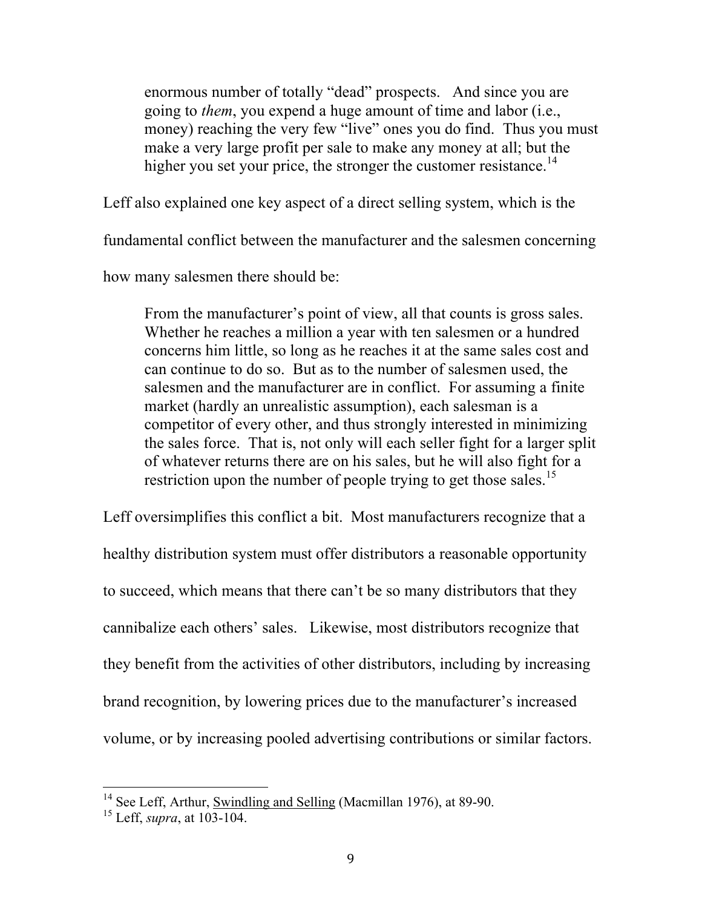> enormous number of totally "dead" prospects. And since you are going to *them*, you expend a huge amount of time and labor (i.e., money) reaching the very few "live" ones you do find. Thus you must make a very large profit per sale to make any money at all; but the higher you set your price, the stronger the customer resistance.[14]

Leff also explained one key aspect of a direct selling system, which is the fundamental conflict between the manufacturer and the salesmen concerning how many salesmen there should be:

> From the manufacturer's point of view, all that counts is gross sales. Whether he reaches a million a year with ten salesmen or a hundred concerns him little, so long as he reaches it at the same sales cost and can continue to do so. But as to the number of salesmen used, the salesmen and the manufacturer are in conflict. For assuming a finite market (hardly an unrealistic assumption), each salesman is a competitor of every other, and thus strongly interested in minimizing the sales force. That is, not only will each seller fight for a larger split of whatever returns there are on his sales, but he will also fight for a restriction upon the number of people trying to get those sales.[15]

Leff oversimplifies this conflict a bit. Most manufacturers recognize that a healthy distribution system must offer distributors a reasonable opportunity to succeed, which means that there can't be so many distributors that they cannibalize each others' sales. Likewise, most distributors recognize that they benefit from the activities of other distributors, including by increasing brand recognition, by lowering prices due to the manufacturer's increased volume, or by increasing pooled advertising contributions or similar factors.

---

[14] See Leff, Arthur, Swindling and Selling (Macmillan 1976), at 89-90.

[15] Leff, *supra*, at 103-104.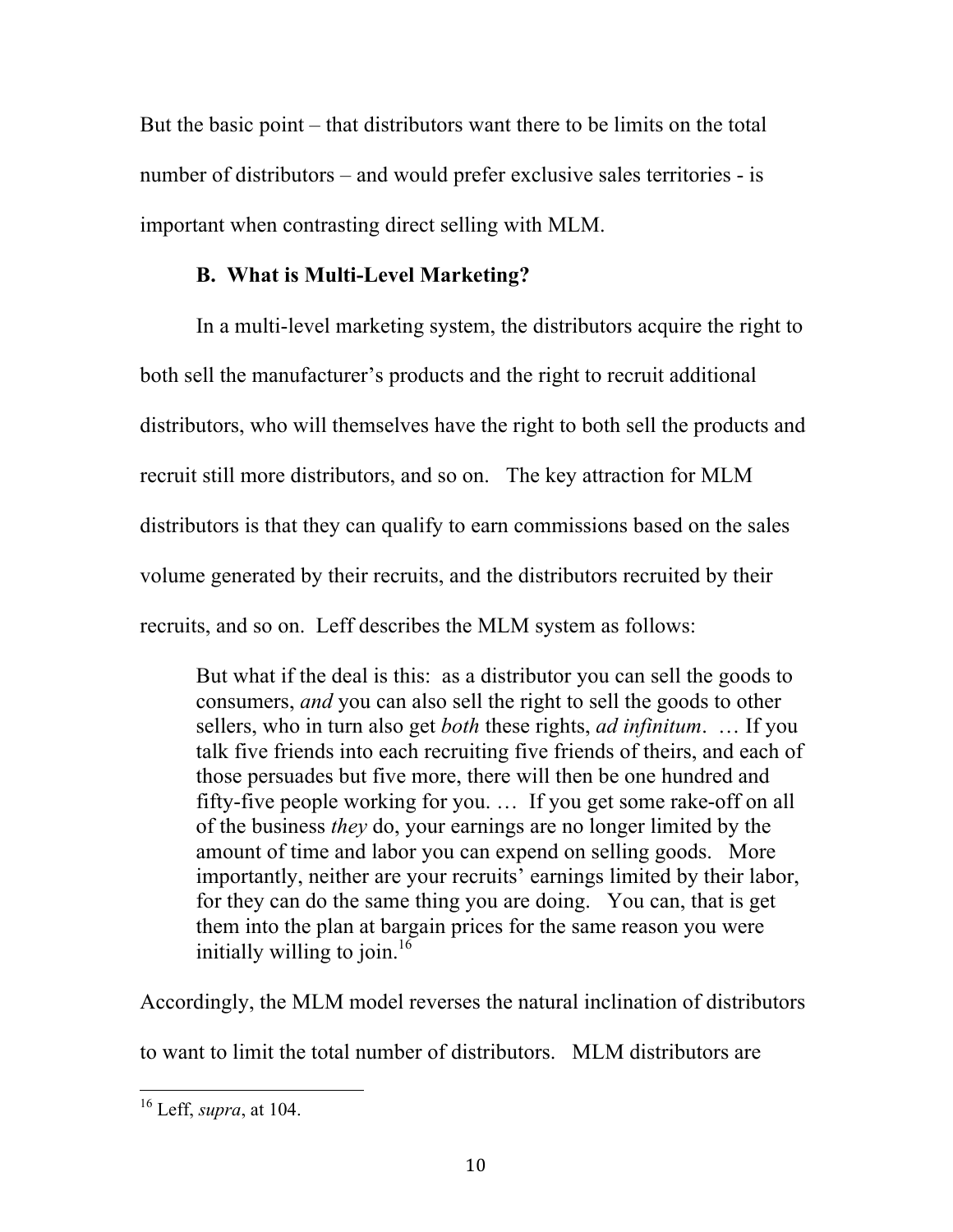But the basic point – that distributors want there to be limits on the total number of distributors – and would prefer exclusive sales territories - is important when contrasting direct selling with MLM.

### B. What is Multi-Level Marketing?

In a multi-level marketing system, the distributors acquire the right to both sell the manufacturer's products and the right to recruit additional distributors, who will themselves have the right to both sell the products and recruit still more distributors, and so on. The key attraction for MLM distributors is that they can qualify to earn commissions based on the sales volume generated by their recruits, and the distributors recruited by their recruits, and so on. Leff describes the MLM system as follows:

> But what if the deal is this: as a distributor you can sell the goods to consumers, *and* you can also sell the right to sell the goods to other sellers, who in turn also get *both* these rights, *ad infinitum*. … If you talk five friends into each recruiting five friends of theirs, and each of those persuades but five more, there will then be one hundred and fifty-five people working for you. … If you get some rake-off on all of the business *they* do, your earnings are no longer limited by the amount of time and labor you can expend on selling goods. More importantly, neither are your recruits' earnings limited by their labor, for they can do the same thing you are doing. You can, that is get them into the plan at bargain prices for the same reason you were initially willing to join.[16]

Accordingly, the MLM model reverses the natural inclination of distributors to want to limit the total number of distributors. MLM distributors are

---

[16] Leff, *supra*, at 104.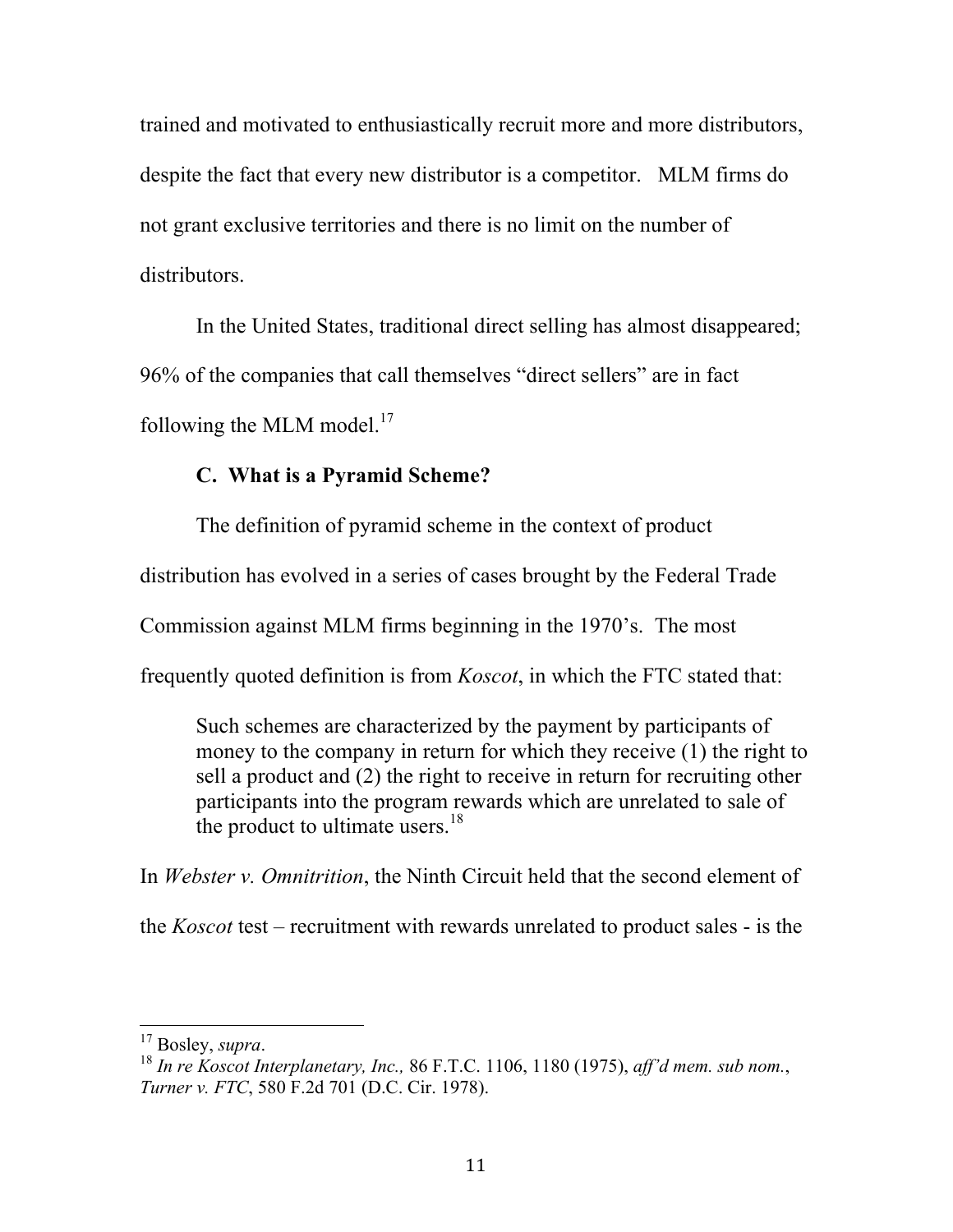trained and motivated to enthusiastically recruit more and more distributors, despite the fact that every new distributor is a competitor. MLM firms do not grant exclusive territories and there is no limit on the number of distributors.

In the United States, traditional direct selling has almost disappeared; 96% of the companies that call themselves "direct sellers" are in fact following the MLM model.[17]

### C. What is a Pyramid Scheme?

The definition of pyramid scheme in the context of product distribution has evolved in a series of cases brought by the Federal Trade Commission against MLM firms beginning in the 1970's. The most frequently quoted definition is from *Koscot*, in which the FTC stated that:

> Such schemes are characterized by the payment by participants of money to the company in return for which they receive (1) the right to sell a product and (2) the right to receive in return for recruiting other participants into the program rewards which are unrelated to sale of the product to ultimate users.[18]

In *Webster v. Omnitrition*, the Ninth Circuit held that the second element of the *Koscot* test – recruitment with rewards unrelated to product sales - is the

---

[17] Bosley, *supra*.

[18] *In re Koscot Interplanetary, Inc.,* 86 F.T.C. 1106, 1180 (1975), *aff'd mem. sub nom.*, *Turner v. FTC*, 580 F.2d 701 (D.C. Cir. 1978).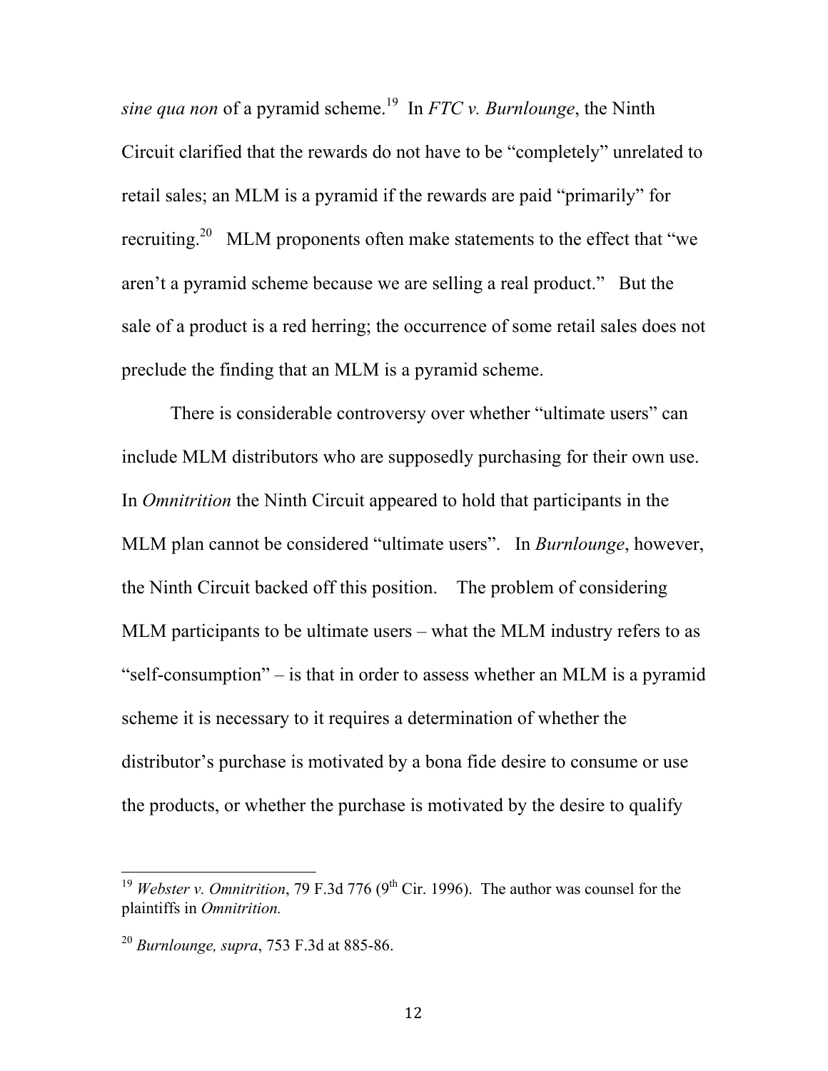*sine qua non* of a pyramid scheme.[19] In *FTC v. Burnlounge*, the Ninth Circuit clarified that the rewards do not have to be "completely" unrelated to retail sales; an MLM is a pyramid if the rewards are paid "primarily" for recruiting.[20] MLM proponents often make statements to the effect that "we aren't a pyramid scheme because we are selling a real product." But the sale of a product is a red herring; the occurrence of some retail sales does not preclude the finding that an MLM is a pyramid scheme.

There is considerable controversy over whether "ultimate users" can include MLM distributors who are supposedly purchasing for their own use. In *Omnitrition* the Ninth Circuit appeared to hold that participants in the MLM plan cannot be considered "ultimate users". In *Burnlounge*, however, the Ninth Circuit backed off this position. The problem of considering MLM participants to be ultimate users – what the MLM industry refers to as "self-consumption" – is that in order to assess whether an MLM is a pyramid scheme it is necessary to it requires a determination of whether the distributor's purchase is motivated by a bona fide desire to consume or use the products, or whether the purchase is motivated by the desire to qualify

---

[19] *Webster v. Omnitrition*, 79 F.3d 776 (9th Cir. 1996). The author was counsel for the plaintiffs in *Omnitrition.*

[20] *Burnlounge, supra*, 753 F.3d at 885-86.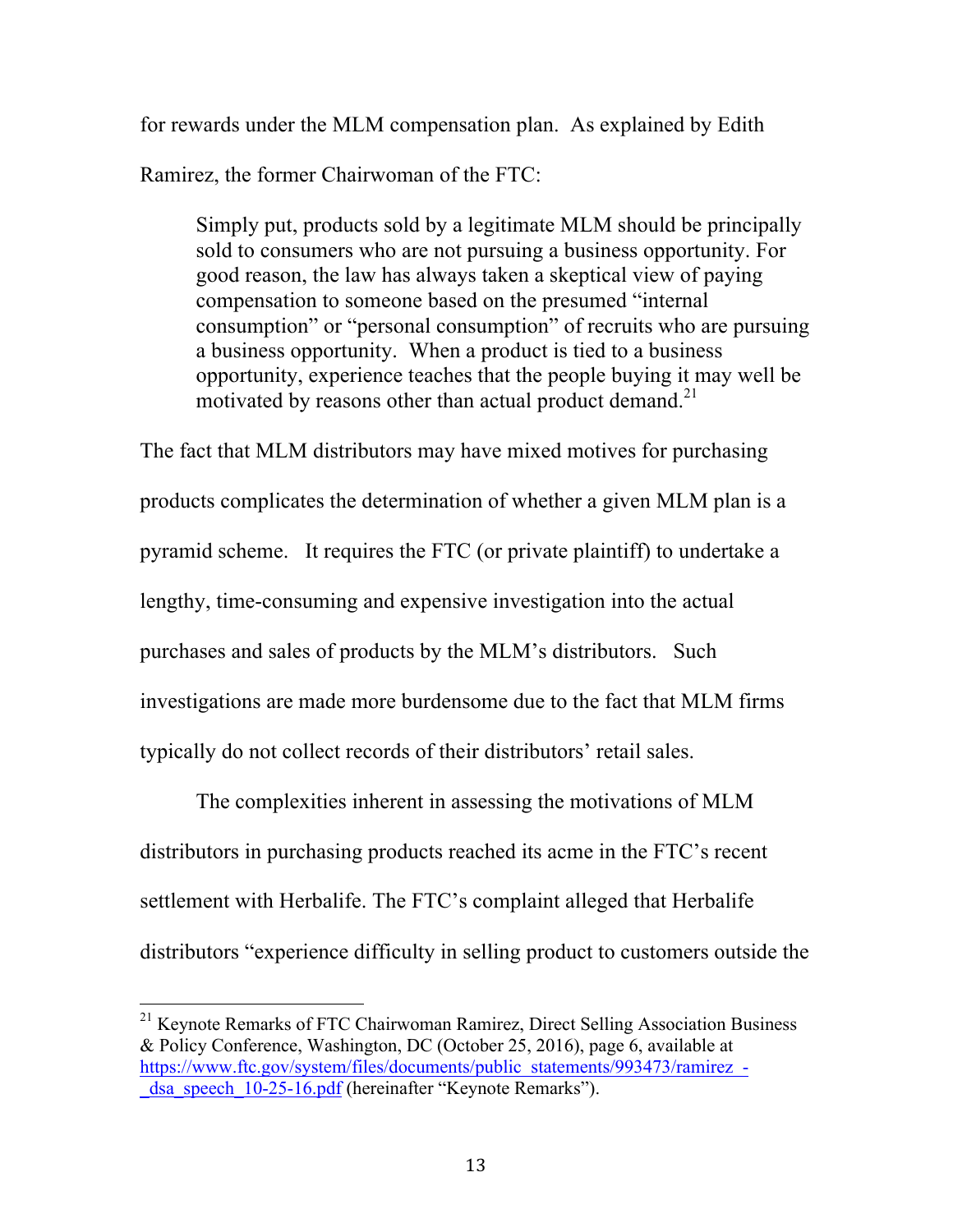for rewards under the MLM compensation plan. As explained by Edith Ramirez, the former Chairwoman of the FTC:

> Simply put, products sold by a legitimate MLM should be principally sold to consumers who are not pursuing a business opportunity. For good reason, the law has always taken a skeptical view of paying compensation to someone based on the presumed "internal consumption" or "personal consumption" of recruits who are pursuing a business opportunity. When a product is tied to a business opportunity, experience teaches that the people buying it may well be motivated by reasons other than actual product demand.[21]

The fact that MLM distributors may have mixed motives for purchasing products complicates the determination of whether a given MLM plan is a pyramid scheme. It requires the FTC (or private plaintiff) to undertake a lengthy, time-consuming and expensive investigation into the actual purchases and sales of products by the MLM's distributors. Such investigations are made more burdensome due to the fact that MLM firms typically do not collect records of their distributors' retail sales.

The complexities inherent in assessing the motivations of MLM distributors in purchasing products reached its acme in the FTC's recent settlement with Herbalife. The FTC's complaint alleged that Herbalife distributors "experience difficulty in selling product to customers outside the

---

[21] Keynote Remarks of FTC Chairwoman Ramirez, Direct Selling Association Business & Policy Conference, Washington, DC (October 25, 2016), page 6, available at https://www.ftc.gov/system/files/documents/public_statements/993473/ramirez_-_dsa_speech_10-25-16.pdf (hereinafter "Keynote Remarks").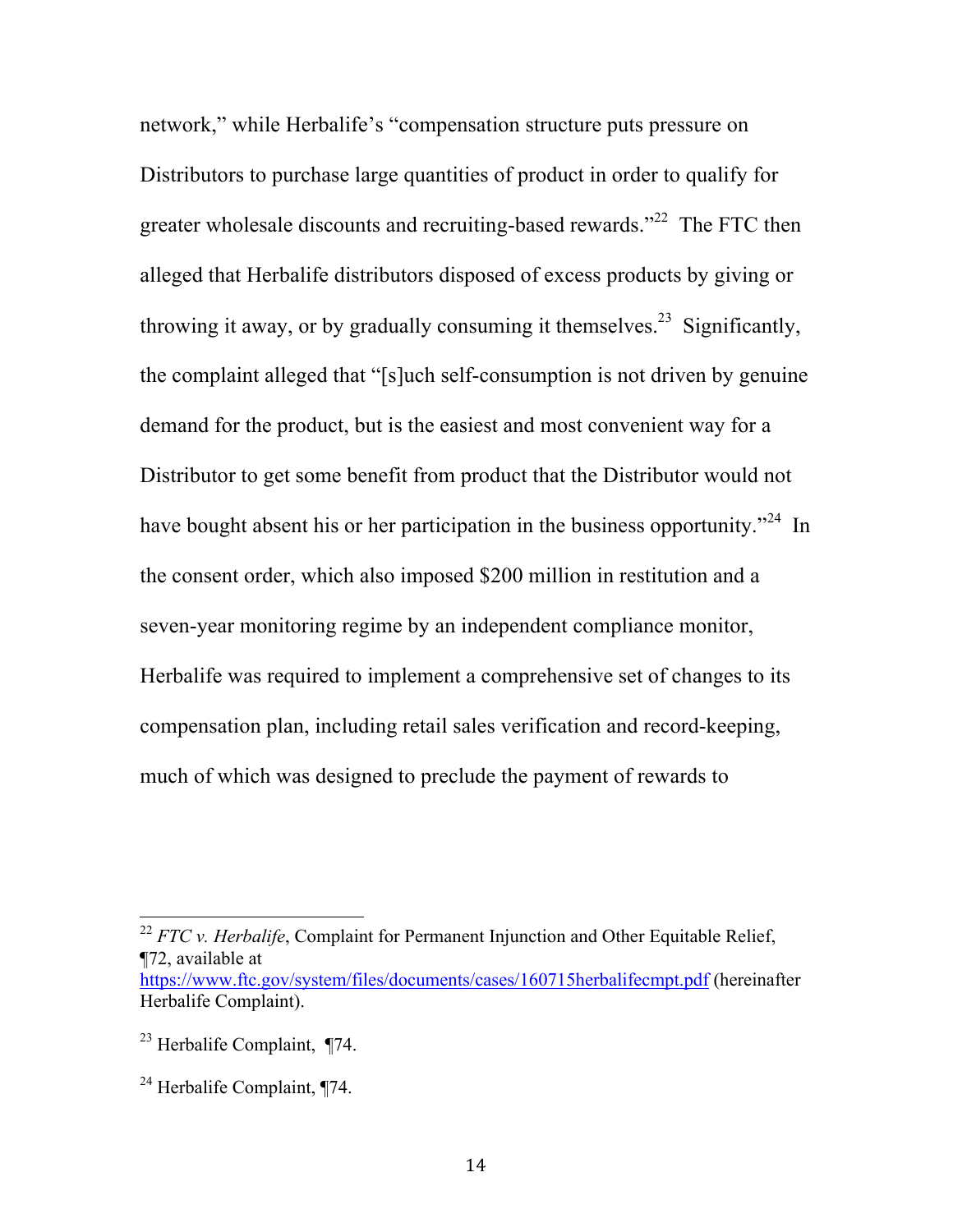network," while Herbalife's "compensation structure puts pressure on Distributors to purchase large quantities of product in order to qualify for greater wholesale discounts and recruiting-based rewards."[22] The FTC then alleged that Herbalife distributors disposed of excess products by giving or throwing it away, or by gradually consuming it themselves.[23] Significantly, the complaint alleged that "[s]uch self-consumption is not driven by genuine demand for the product, but is the easiest and most convenient way for a Distributor to get some benefit from product that the Distributor would not have bought absent his or her participation in the business opportunity."[24] In the consent order, which also imposed $200 million in restitution and a seven-year monitoring regime by an independent compliance monitor, Herbalife was required to implement a comprehensive set of changes to its compensation plan, including retail sales verification and record-keeping, much of which was designed to preclude the payment of rewards to

---

[22] *FTC v. Herbalife*, Complaint for Permanent Injunction and Other Equitable Relief, ¶72, available at https://www.ftc.gov/system/files/documents/cases/160715herbalifecmpt.pdf (hereinafter Herbalife Complaint).

[23] Herbalife Complaint, ¶74.

[24] Herbalife Complaint, ¶74.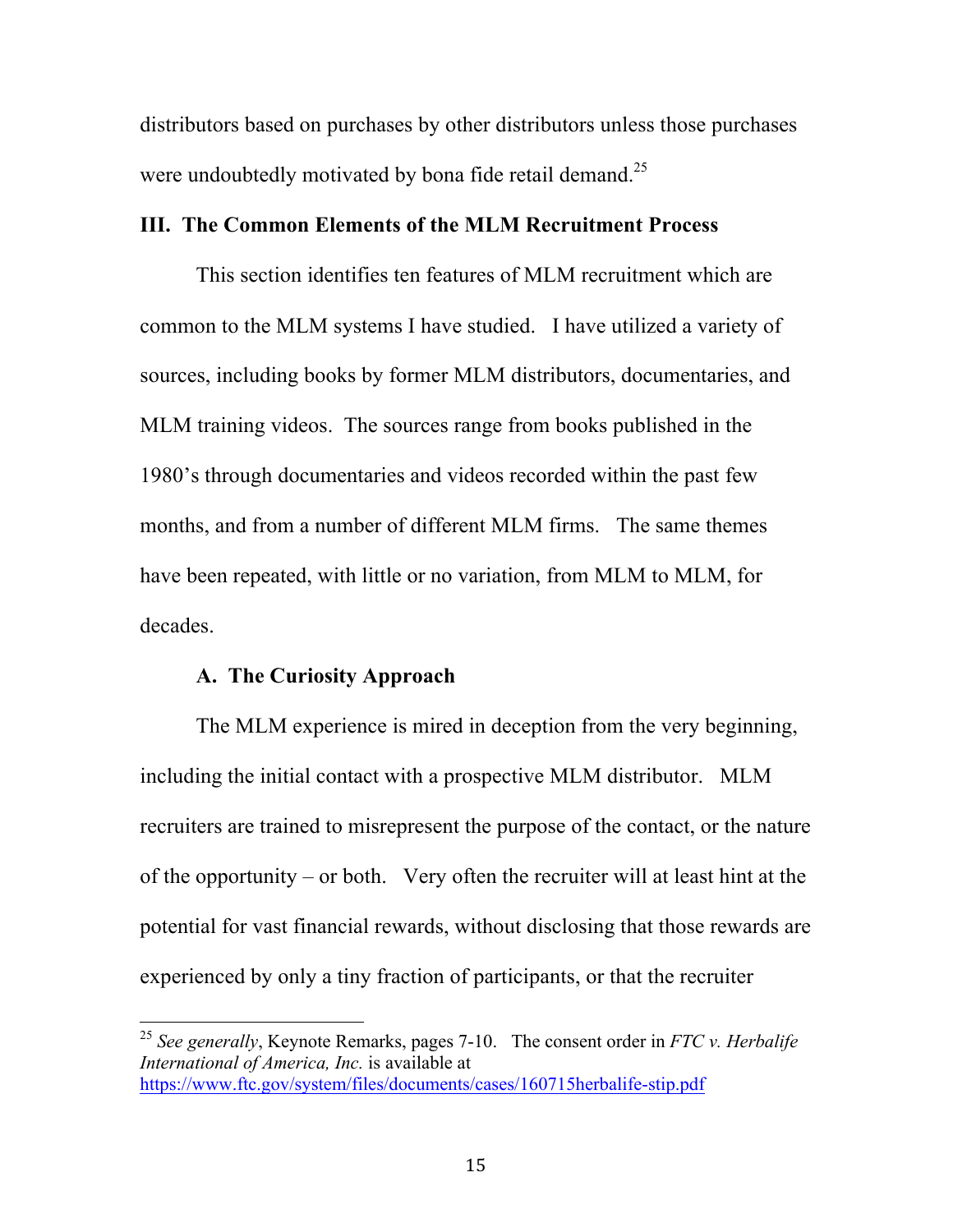distributors based on purchases by other distributors unless those purchases were undoubtedly motivated by bona fide retail demand.[25]

## III. The Common Elements of the MLM Recruitment Process

This section identifies ten features of MLM recruitment which are common to the MLM systems I have studied. I have utilized a variety of sources, including books by former MLM distributors, documentaries, and MLM training videos. The sources range from books published in the 1980's through documentaries and videos recorded within the past few months, and from a number of different MLM firms. The same themes have been repeated, with little or no variation, from MLM to MLM, for decades.

### A. The Curiosity Approach

The MLM experience is mired in deception from the very beginning, including the initial contact with a prospective MLM distributor. MLM recruiters are trained to misrepresent the purpose of the contact, or the nature of the opportunity – or both. Very often the recruiter will at least hint at the potential for vast financial rewards, without disclosing that those rewards are experienced by only a tiny fraction of participants, or that the recruiter

---

[25] *See generally*, Keynote Remarks, pages 7-10. The consent order in *FTC v. Herbalife International of America, Inc.* is available at https://www.ftc.gov/system/files/documents/cases/160715herbalife-stip.pdf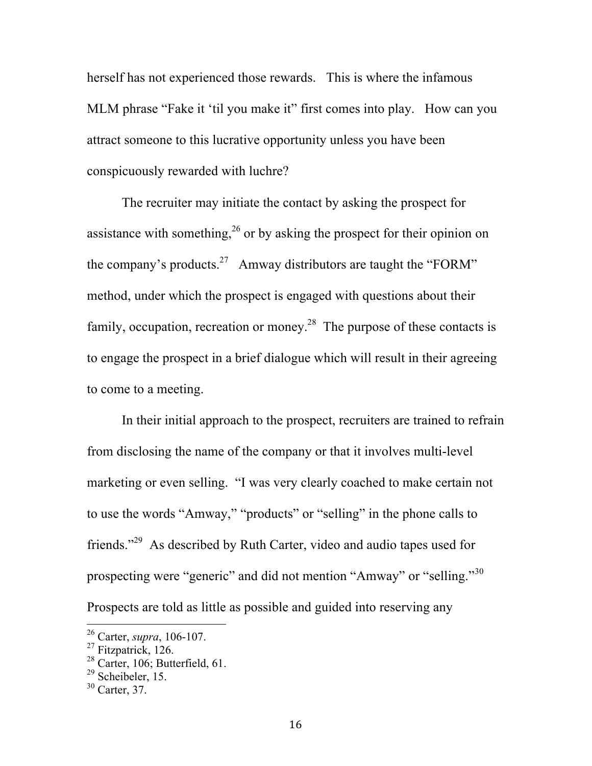herself has not experienced those rewards. This is where the infamous MLM phrase "Fake it 'til you make it" first comes into play. How can you attract someone to this lucrative opportunity unless you have been conspicuously rewarded with luchre?

The recruiter may initiate the contact by asking the prospect for assistance with something,[26] or by asking the prospect for their opinion on the company's products.[27] Amway distributors are taught the "FORM" method, under which the prospect is engaged with questions about their family, occupation, recreation or money.[28] The purpose of these contacts is to engage the prospect in a brief dialogue which will result in their agreeing to come to a meeting.

In their initial approach to the prospect, recruiters are trained to refrain from disclosing the name of the company or that it involves multi-level marketing or even selling. "I was very clearly coached to make certain not to use the words "Amway," "products" or "selling" in the phone calls to friends."[29] As described by Ruth Carter, video and audio tapes used for prospecting were "generic" and did not mention "Amway" or "selling."[30] Prospects are told as little as possible and guided into reserving any

---

[26] Carter, *supra*, 106-107.
[27] Fitzpatrick, 126.
[28] Carter, 106; Butterfield, 61.
[29] Scheibeler, 15.
[30] Carter, 37.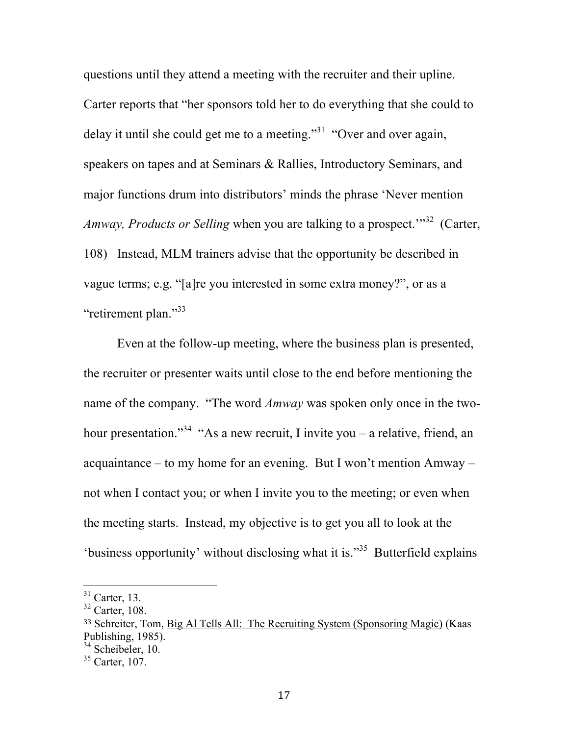questions until they attend a meeting with the recruiter and their upline. Carter reports that "her sponsors told her to do everything that she could to delay it until she could get me to a meeting."[31] "Over and over again, speakers on tapes and at Seminars & Rallies, Introductory Seminars, and major functions drum into distributors' minds the phrase 'Never mention *Amway, Products or Selling* when you are talking to a prospect.'"[32] (Carter, 108) Instead, MLM trainers advise that the opportunity be described in vague terms; e.g. "[a]re you interested in some extra money?", or as a "retirement plan."[33]

Even at the follow-up meeting, where the business plan is presented, the recruiter or presenter waits until close to the end before mentioning the name of the company. "The word *Amway* was spoken only once in the two-hour presentation."[34] "As a new recruit, I invite you – a relative, friend, an acquaintance – to my home for an evening. But I won't mention Amway – not when I contact you; or when I invite you to the meeting; or even when the meeting starts. Instead, my objective is to get you all to look at the 'business opportunity' without disclosing what it is."[35] Butterfield explains

---

[31] Carter, 13.

[32] Carter, 108.

[33] Schreiter, Tom, Big Al Tells All: The Recruiting System (Sponsoring Magic) (Kaas Publishing, 1985).

[34] Scheibeler, 10.

[35] Carter, 107.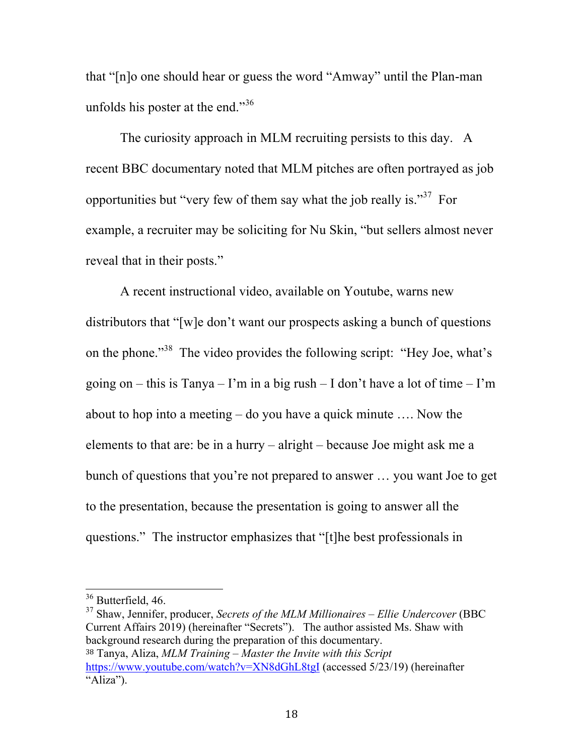that "[n]o one should hear or guess the word "Amway" until the Plan-man unfolds his poster at the end."[36]

The curiosity approach in MLM recruiting persists to this day. A recent BBC documentary noted that MLM pitches are often portrayed as job opportunities but "very few of them say what the job really is."[37] For example, a recruiter may be soliciting for Nu Skin, "but sellers almost never reveal that in their posts."

A recent instructional video, available on Youtube, warns new distributors that "[w]e don't want our prospects asking a bunch of questions on the phone."[38] The video provides the following script: "Hey Joe, what's going on – this is Tanya – I'm in a big rush – I don't have a lot of time – I'm about to hop into a meeting – do you have a quick minute …. Now the elements to that are: be in a hurry – alright – because Joe might ask me a bunch of questions that you're not prepared to answer … you want Joe to get to the presentation, because the presentation is going to answer all the questions." The instructor emphasizes that "[t]he best professionals in

---

[36] Butterfield, 46.

[37] Shaw, Jennifer, producer, *Secrets of the MLM Millionaires – Ellie Undercover* (BBC Current Affairs 2019) (hereinafter "Secrets"). The author assisted Ms. Shaw with background research during the preparation of this documentary.

[38] Tanya, Aliza, *MLM Training – Master the Invite with this Script* https://www.youtube.com/watch?v=XN8dGhL8tgI (accessed 5/23/19) (hereinafter "Aliza").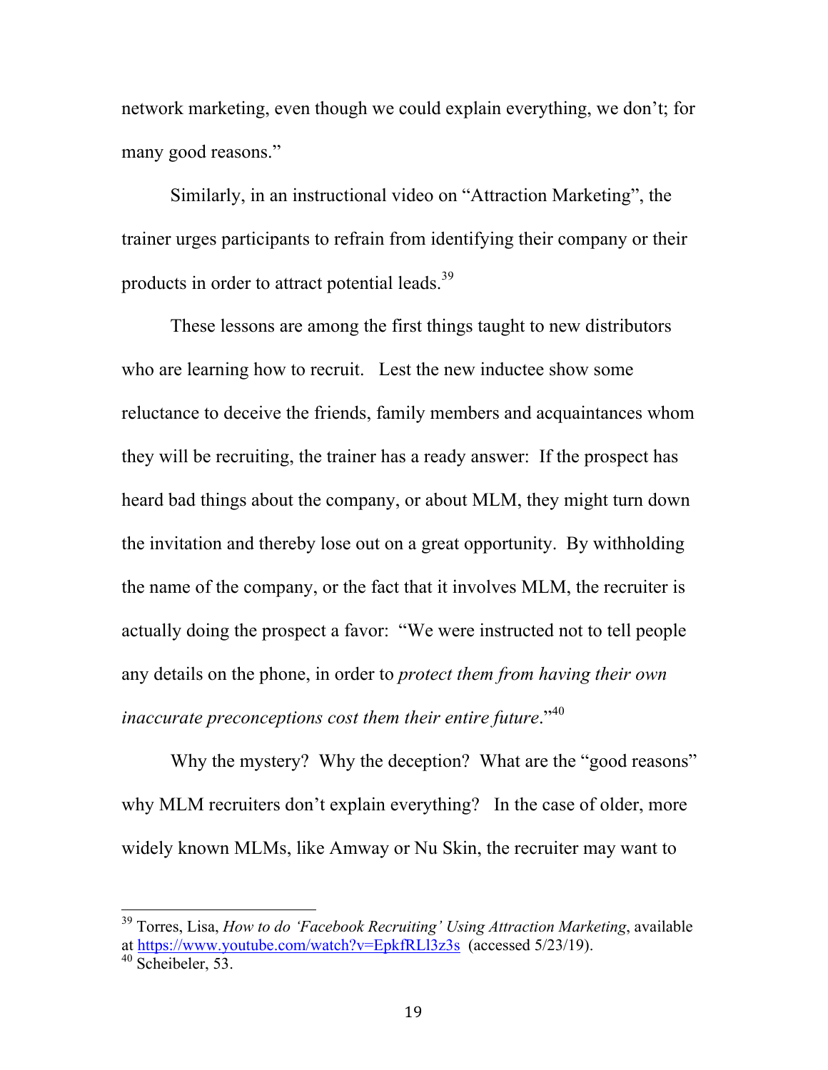network marketing, even though we could explain everything, we don't; for many good reasons."

Similarly, in an instructional video on "Attraction Marketing", the trainer urges participants to refrain from identifying their company or their products in order to attract potential leads.[39]

These lessons are among the first things taught to new distributors who are learning how to recruit. Lest the new inductee show some reluctance to deceive the friends, family members and acquaintances whom they will be recruiting, the trainer has a ready answer: If the prospect has heard bad things about the company, or about MLM, they might turn down the invitation and thereby lose out on a great opportunity. By withholding the name of the company, or the fact that it involves MLM, the recruiter is actually doing the prospect a favor: "We were instructed not to tell people any details on the phone, in order to *protect them from having their own inaccurate preconceptions cost them their entire future*."[40]

Why the mystery? Why the deception? What are the "good reasons" why MLM recruiters don't explain everything? In the case of older, more widely known MLMs, like Amway or Nu Skin, the recruiter may want to

---

[39] Torres, Lisa, *How to do 'Facebook Recruiting' Using Attraction Marketing*, available at https://www.youtube.com/watch?v=EpkfRLl3z3s (accessed 5/23/19).

[40] Scheibeler, 53.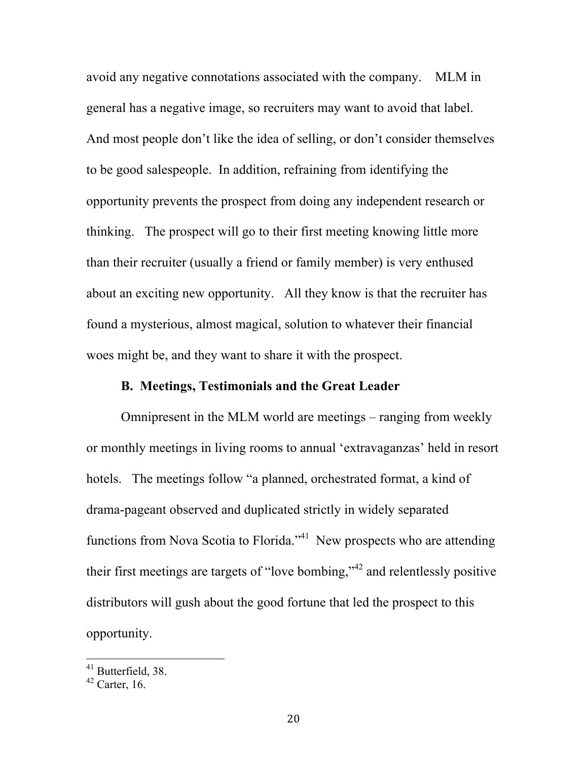avoid any negative connotations associated with the company. MLM in general has a negative image, so recruiters may want to avoid that label. And most people don't like the idea of selling, or don't consider themselves to be good salespeople. In addition, refraining from identifying the opportunity prevents the prospect from doing any independent research or thinking. The prospect will go to their first meeting knowing little more than their recruiter (usually a friend or family member) is very enthused about an exciting new opportunity. All they know is that the recruiter has found a mysterious, almost magical, solution to whatever their financial woes might be, and they want to share it with the prospect.

### B. Meetings, Testimonials and the Great Leader

Omnipresent in the MLM world are meetings – ranging from weekly or monthly meetings in living rooms to annual 'extravaganzas' held in resort hotels. The meetings follow "a planned, orchestrated format, a kind of drama-pageant observed and duplicated strictly in widely separated functions from Nova Scotia to Florida."[41] New prospects who are attending their first meetings are targets of "love bombing,"[42] and relentlessly positive distributors will gush about the good fortune that led the prospect to this opportunity.

---

[41] Butterfield, 38.

[42] Carter, 16.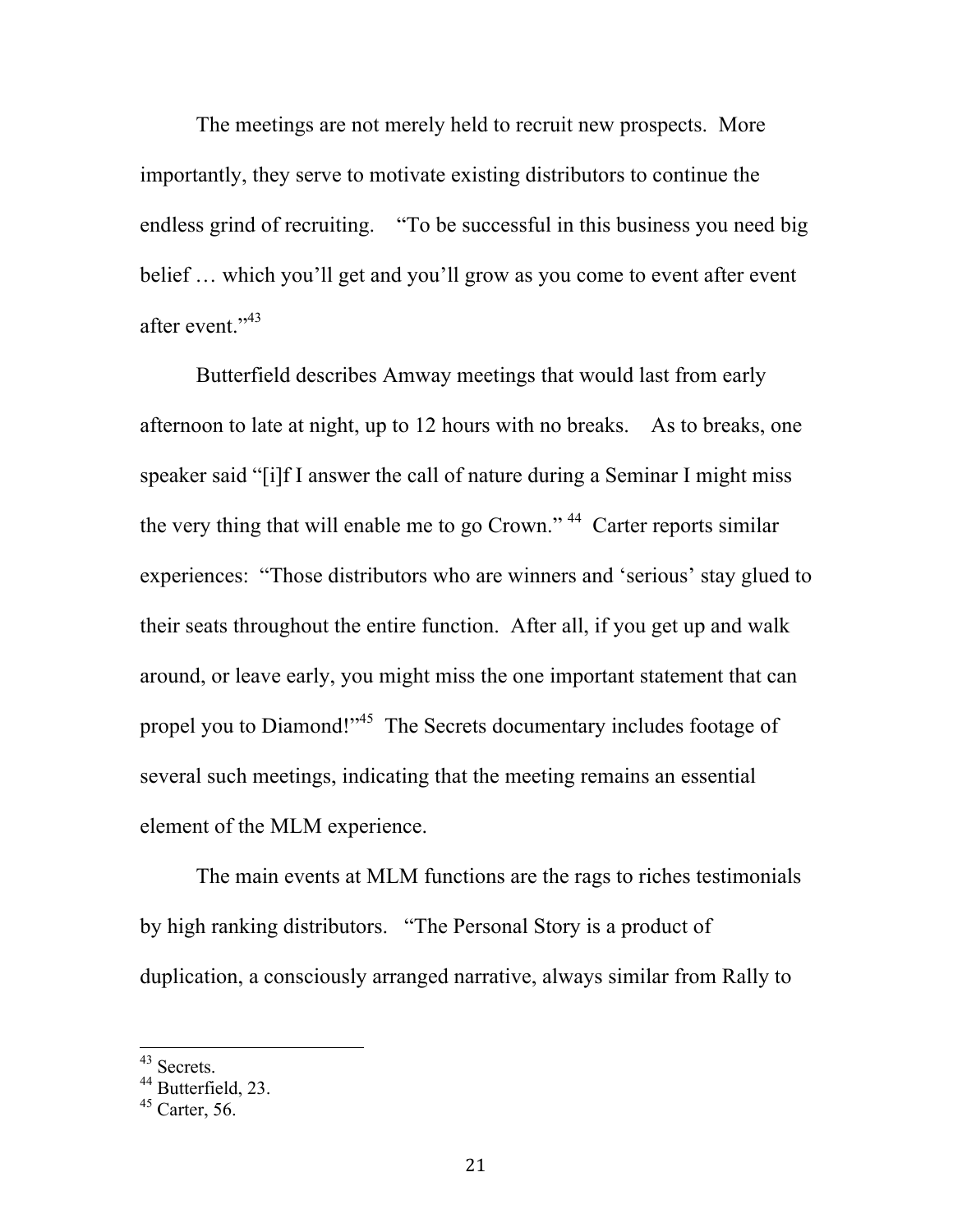The meetings are not merely held to recruit new prospects. More importantly, they serve to motivate existing distributors to continue the endless grind of recruiting. "To be successful in this business you need big belief … which you'll get and you'll grow as you come to event after event after event."[43]

Butterfield describes Amway meetings that would last from early afternoon to late at night, up to 12 hours with no breaks. As to breaks, one speaker said "[i]f I answer the call of nature during a Seminar I might miss the very thing that will enable me to go Crown."[44] Carter reports similar experiences: "Those distributors who are winners and 'serious' stay glued to their seats throughout the entire function. After all, if you get up and walk around, or leave early, you might miss the one important statement that can propel you to Diamond!"[45] The Secrets documentary includes footage of several such meetings, indicating that the meeting remains an essential element of the MLM experience.

The main events at MLM functions are the rags to riches testimonials by high ranking distributors. "The Personal Story is a product of duplication, a consciously arranged narrative, always similar from Rally to

---

[43] Secrets.
[44] Butterfield, 23.
[45] Carter, 56.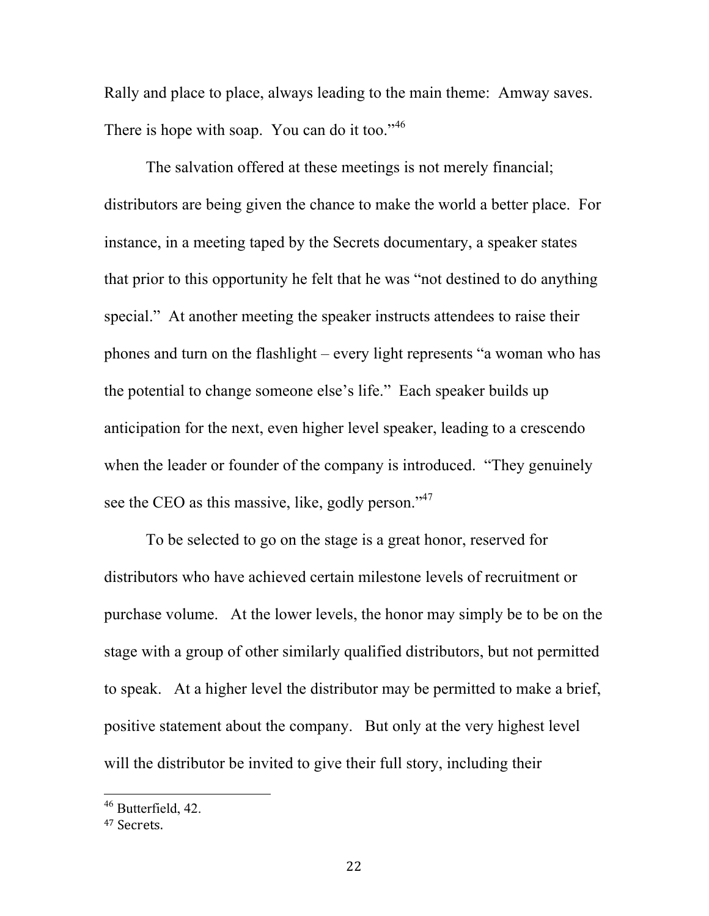Rally and place to place, always leading to the main theme: Amway saves. There is hope with soap. You can do it too."[46]

The salvation offered at these meetings is not merely financial; distributors are being given the chance to make the world a better place. For instance, in a meeting taped by the Secrets documentary, a speaker states that prior to this opportunity he felt that he was "not destined to do anything special." At another meeting the speaker instructs attendees to raise their phones and turn on the flashlight – every light represents "a woman who has the potential to change someone else's life." Each speaker builds up anticipation for the next, even higher level speaker, leading to a crescendo when the leader or founder of the company is introduced. "They genuinely see the CEO as this massive, like, godly person."[47]

To be selected to go on the stage is a great honor, reserved for distributors who have achieved certain milestone levels of recruitment or purchase volume. At the lower levels, the honor may simply be to be on the stage with a group of other similarly qualified distributors, but not permitted to speak. At a higher level the distributor may be permitted to make a brief, positive statement about the company. But only at the very highest level will the distributor be invited to give their full story, including their

---

[46] Butterfield, 42.

[47] Secrets.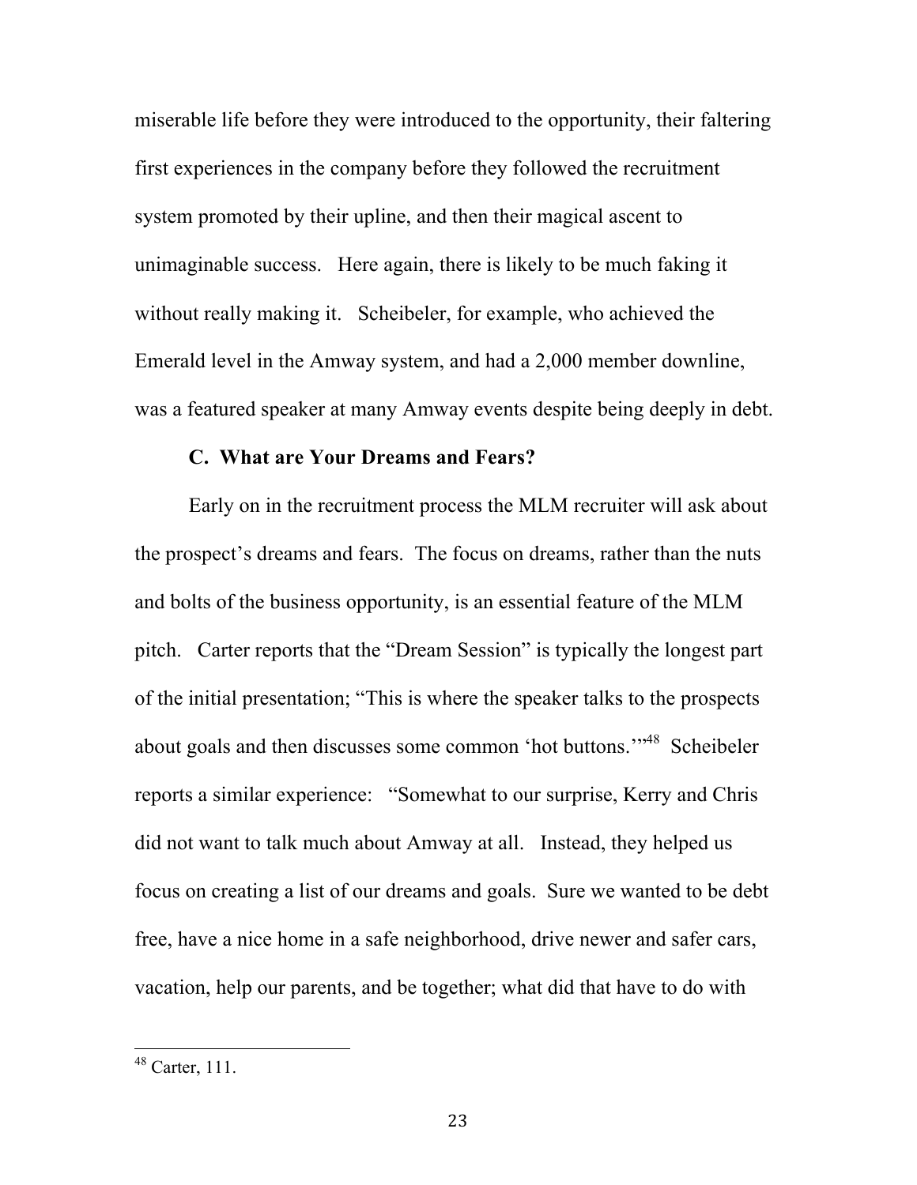miserable life before they were introduced to the opportunity, their faltering first experiences in the company before they followed the recruitment system promoted by their upline, and then their magical ascent to unimaginable success. Here again, there is likely to be much faking it without really making it. Scheibeler, for example, who achieved the Emerald level in the Amway system, and had a 2,000 member downline, was a featured speaker at many Amway events despite being deeply in debt.

### C. What are Your Dreams and Fears?

Early on in the recruitment process the MLM recruiter will ask about the prospect's dreams and fears. The focus on dreams, rather than the nuts and bolts of the business opportunity, is an essential feature of the MLM pitch. Carter reports that the "Dream Session" is typically the longest part of the initial presentation; "This is where the speaker talks to the prospects about goals and then discusses some common 'hot buttons.'"[48] Scheibeler reports a similar experience: "Somewhat to our surprise, Kerry and Chris did not want to talk much about Amway at all. Instead, they helped us focus on creating a list of our dreams and goals. Sure we wanted to be debt free, have a nice home in a safe neighborhood, drive newer and safer cars, vacation, help our parents, and be together; what did that have to do with

---

[48] Carter, 111.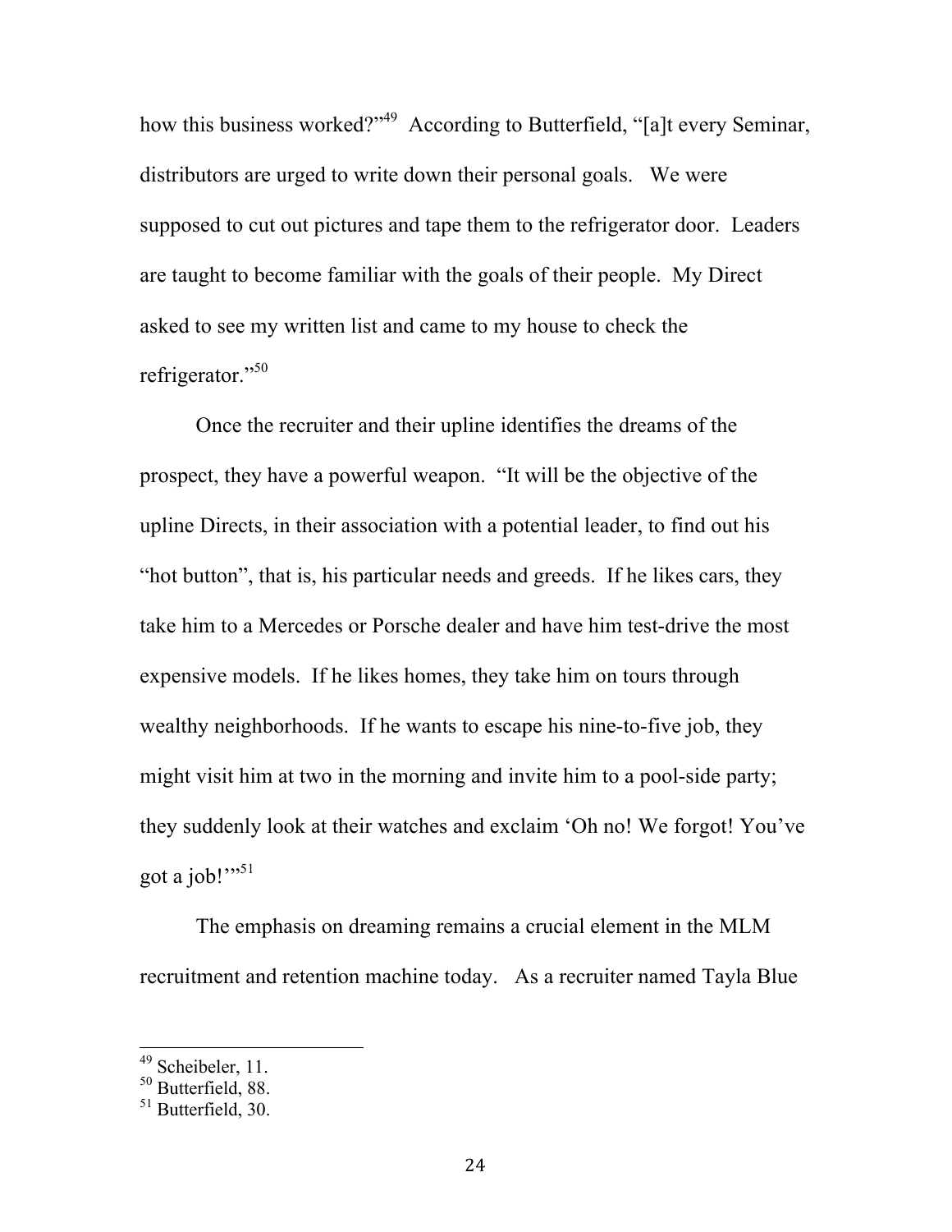how this business worked?"[49] According to Butterfield, "[a]t every Seminar, distributors are urged to write down their personal goals. We were supposed to cut out pictures and tape them to the refrigerator door. Leaders are taught to become familiar with the goals of their people. My Direct asked to see my written list and came to my house to check the refrigerator."[50]

Once the recruiter and their upline identifies the dreams of the prospect, they have a powerful weapon. "It will be the objective of the upline Directs, in their association with a potential leader, to find out his "hot button", that is, his particular needs and greeds. If he likes cars, they take him to a Mercedes or Porsche dealer and have him test-drive the most expensive models. If he likes homes, they take him on tours through wealthy neighborhoods. If he wants to escape his nine-to-five job, they might visit him at two in the morning and invite him to a pool-side party; they suddenly look at their watches and exclaim 'Oh no! We forgot! You've got a job!'"[51]

The emphasis on dreaming remains a crucial element in the MLM recruitment and retention machine today. As a recruiter named Tayla Blue

---

[49] Scheibeler, 11.
[50] Butterfield, 88.
[51] Butterfield, 30.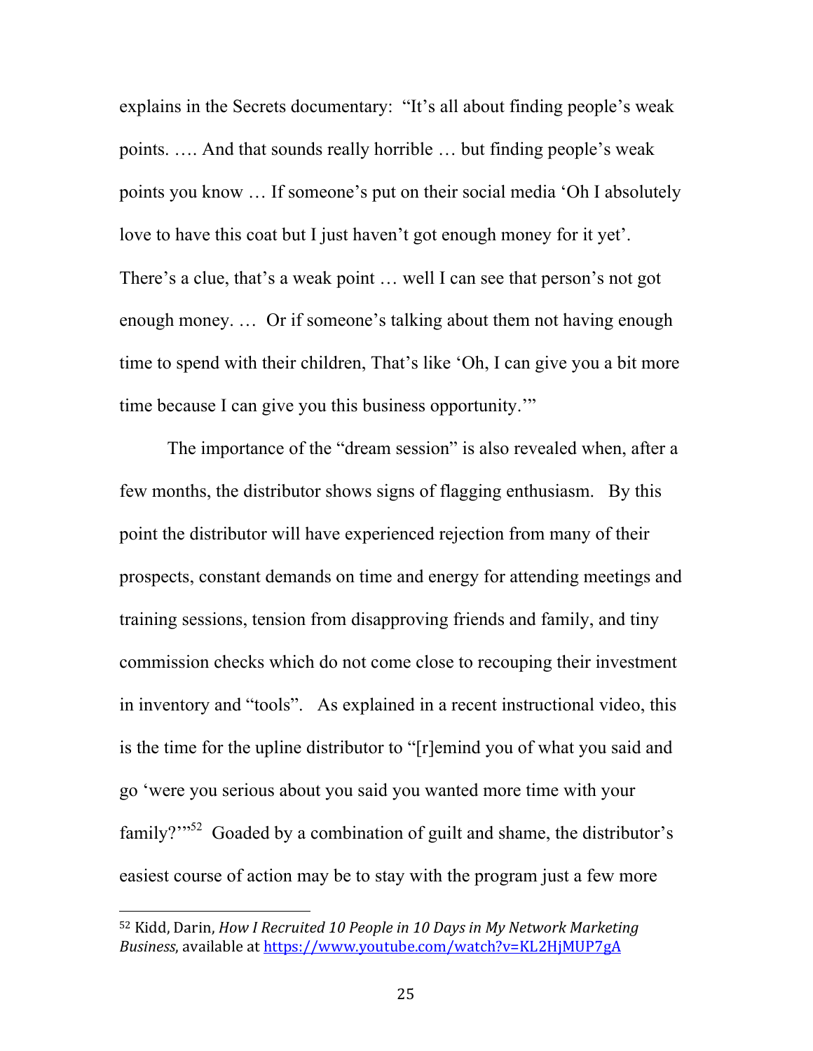explains in the Secrets documentary: "It's all about finding people's weak points. …. And that sounds really horrible … but finding people's weak points you know … If someone's put on their social media 'Oh I absolutely love to have this coat but I just haven't got enough money for it yet'. There's a clue, that's a weak point … well I can see that person's not got enough money. … Or if someone's talking about them not having enough time to spend with their children, That's like 'Oh, I can give you a bit more time because I can give you this business opportunity.'"

The importance of the "dream session" is also revealed when, after a few months, the distributor shows signs of flagging enthusiasm. By this point the distributor will have experienced rejection from many of their prospects, constant demands on time and energy for attending meetings and training sessions, tension from disapproving friends and family, and tiny commission checks which do not come close to recouping their investment in inventory and "tools". As explained in a recent instructional video, this is the time for the upline distributor to "[r]emind you of what you said and go 'were you serious about you said you wanted more time with your family?'"[52] Goaded by a combination of guilt and shame, the distributor's easiest course of action may be to stay with the program just a few more

---

[52] Kidd, Darin, *How I Recruited 10 People in 10 Days in My Network Marketing Business*, available at https://www.youtube.com/watch?v=KL2HjMUP7gA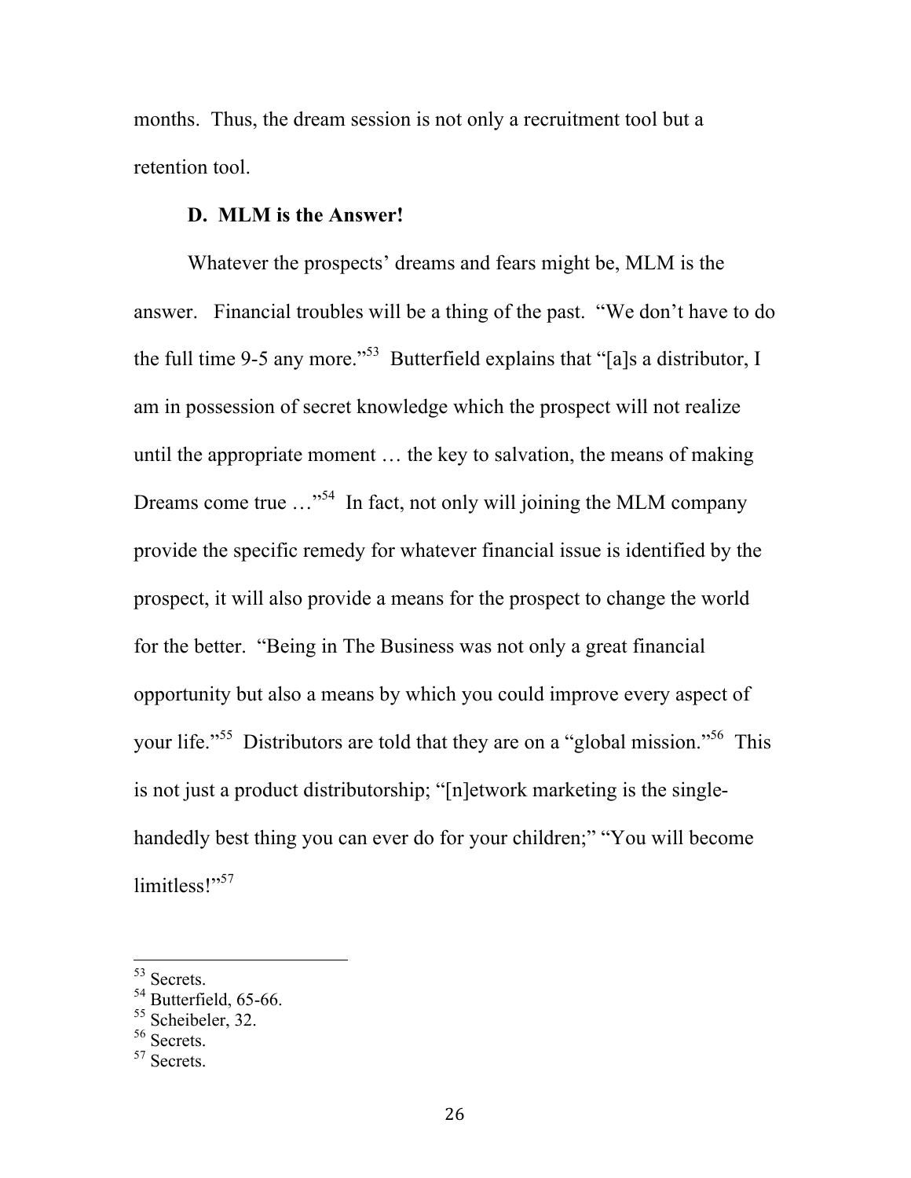months. Thus, the dream session is not only a recruitment tool but a retention tool.

### D. MLM is the Answer!

Whatever the prospects' dreams and fears might be, MLM is the answer. Financial troubles will be a thing of the past. "We don't have to do the full time 9-5 any more."[53] Butterfield explains that "[a]s a distributor, I am in possession of secret knowledge which the prospect will not realize until the appropriate moment … the key to salvation, the means of making Dreams come true …"[54] In fact, not only will joining the MLM company provide the specific remedy for whatever financial issue is identified by the prospect, it will also provide a means for the prospect to change the world for the better. "Being in The Business was not only a great financial opportunity but also a means by which you could improve every aspect of your life."[55] Distributors are told that they are on a "global mission."[56] This is not just a product distributorship; "[n]etwork marketing is the single-handedly best thing you can ever do for your children;" "You will become limitless!"[57]

---

[53] Secrets.
[54] Butterfield, 65-66.
[55] Scheibeler, 32.
[56] Secrets.
[57] Secrets.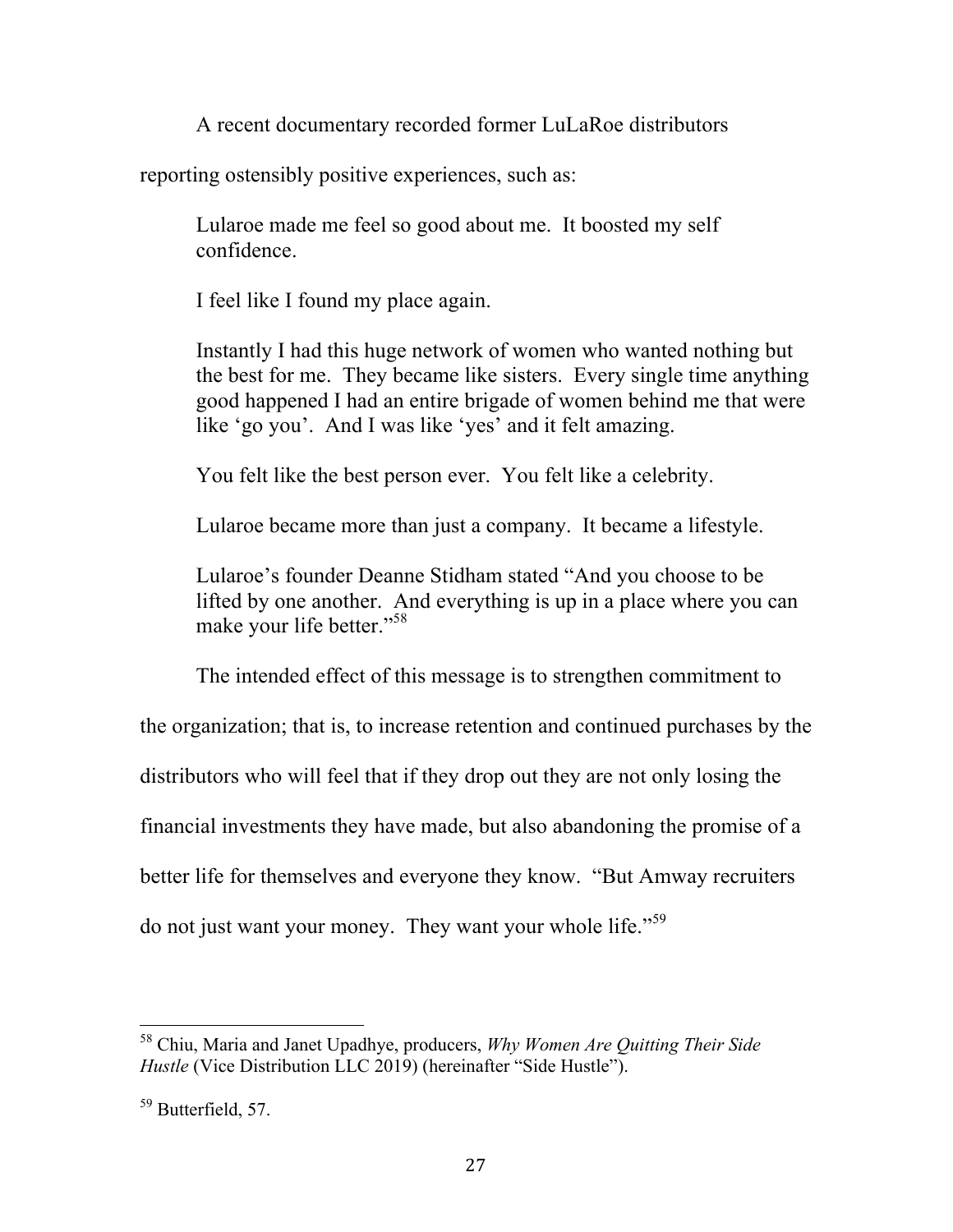A recent documentary recorded former LuLaRoe distributors reporting ostensibly positive experiences, such as:

> Lularoe made me feel so good about me. It boosted my self confidence.
>
> I feel like I found my place again.
>
> Instantly I had this huge network of women who wanted nothing but the best for me. They became like sisters. Every single time anything good happened I had an entire brigade of women behind me that were like 'go you'. And I was like 'yes' and it felt amazing.
>
> You felt like the best person ever. You felt like a celebrity.
>
> Lularoe became more than just a company. It became a lifestyle.
>
> Lularoe's founder Deanne Stidham stated "And you choose to be lifted by one another. And everything is up in a place where you can make your life better."[58]

The intended effect of this message is to strengthen commitment to the organization; that is, to increase retention and continued purchases by the distributors who will feel that if they drop out they are not only losing the financial investments they have made, but also abandoning the promise of a better life for themselves and everyone they know. "But Amway recruiters do not just want your money. They want your whole life."[59]

---

[58] Chiu, Maria and Janet Upadhye, producers, *Why Women Are Quitting Their Side Hustle* (Vice Distribution LLC 2019) (hereinafter "Side Hustle").

[59] Butterfield, 57.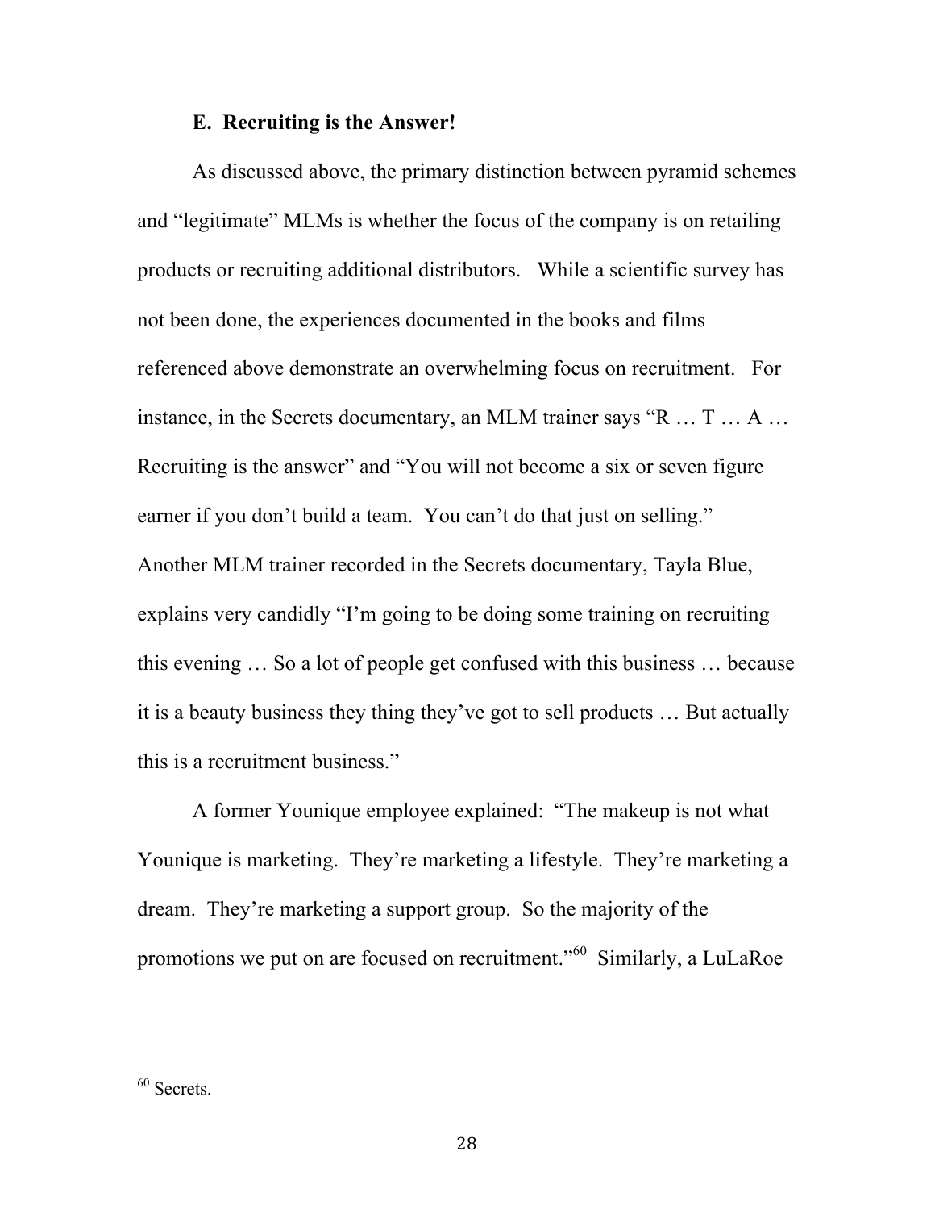### E. Recruiting is the Answer!

As discussed above, the primary distinction between pyramid schemes and "legitimate" MLMs is whether the focus of the company is on retailing products or recruiting additional distributors. While a scientific survey has not been done, the experiences documented in the books and films referenced above demonstrate an overwhelming focus on recruitment. For instance, in the Secrets documentary, an MLM trainer says "R … T … A … Recruiting is the answer" and "You will not become a six or seven figure earner if you don't build a team. You can't do that just on selling." Another MLM trainer recorded in the Secrets documentary, Tayla Blue, explains very candidly "I'm going to be doing some training on recruiting this evening … So a lot of people get confused with this business … because it is a beauty business they thing they've got to sell products … But actually this is a recruitment business."

A former Younique employee explained: "The makeup is not what Younique is marketing. They're marketing a lifestyle. They're marketing a dream. They're marketing a support group. So the majority of the promotions we put on are focused on recruitment."[60] Similarly, a LuLaRoe

---

[60] Secrets.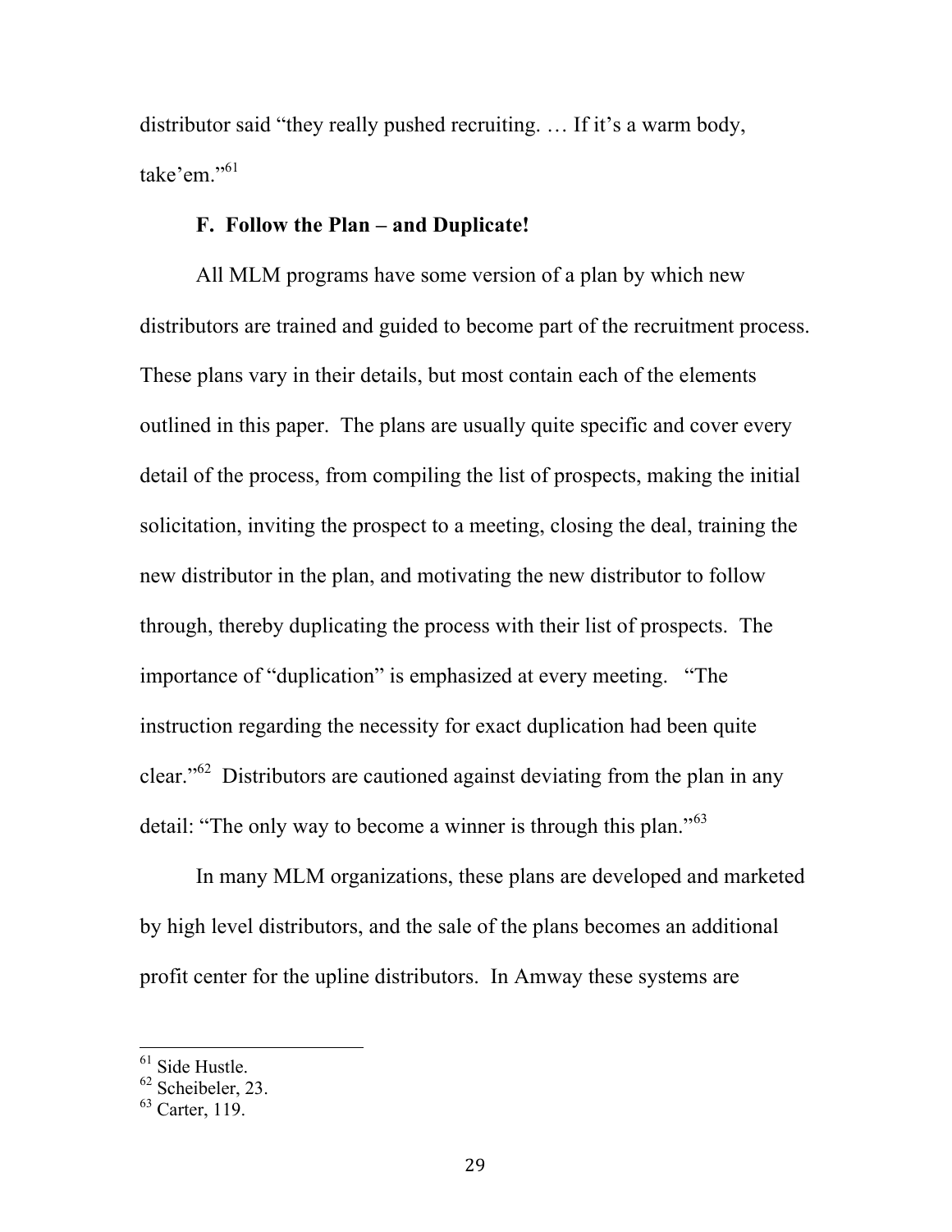distributor said “they really pushed recruiting. … If it’s a warm body, take’em.”[61]

### F. Follow the Plan – and Duplicate!

All MLM programs have some version of a plan by which new distributors are trained and guided to become part of the recruitment process. These plans vary in their details, but most contain each of the elements outlined in this paper. The plans are usually quite specific and cover every detail of the process, from compiling the list of prospects, making the initial solicitation, inviting the prospect to a meeting, closing the deal, training the new distributor in the plan, and motivating the new distributor to follow through, thereby duplicating the process with their list of prospects. The importance of “duplication” is emphasized at every meeting. “The instruction regarding the necessity for exact duplication had been quite clear.”[62] Distributors are cautioned against deviating from the plan in any detail: “The only way to become a winner is through this plan.”[63]

In many MLM organizations, these plans are developed and marketed by high level distributors, and the sale of the plans becomes an additional profit center for the upline distributors. In Amway these systems are

---

[61] Side Hustle.
[62] Scheibeler, 23.
[63] Carter, 119.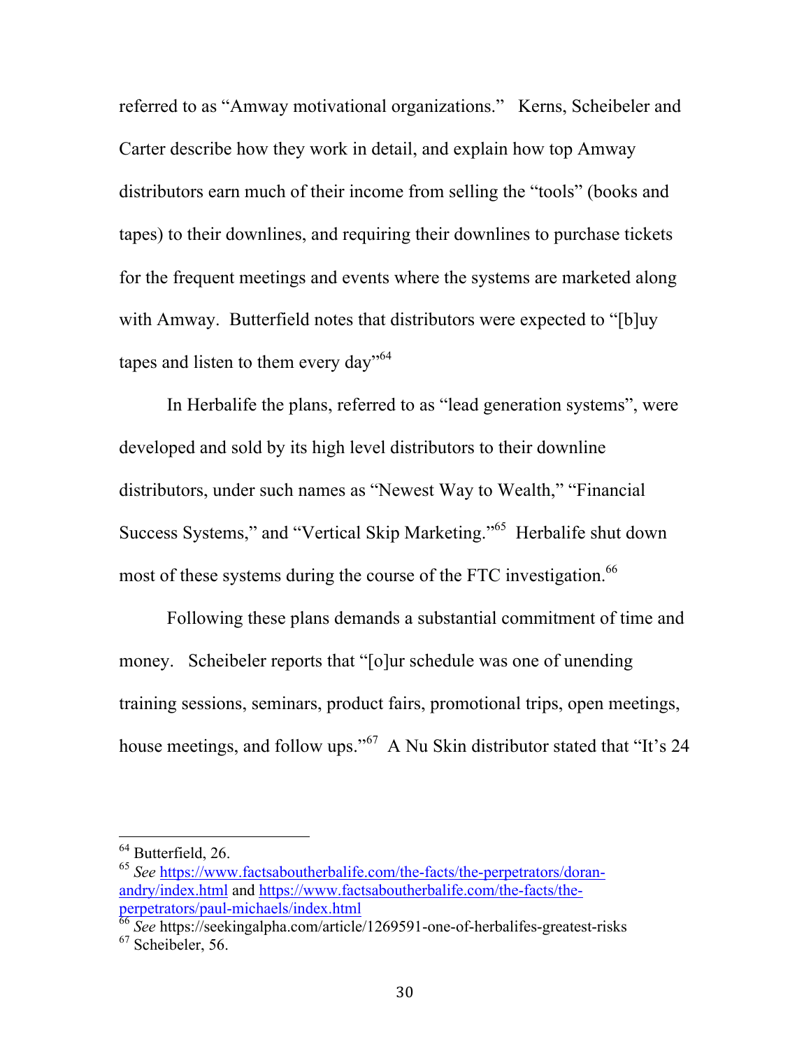referred to as "Amway motivational organizations." Kerns, Scheibeler and Carter describe how they work in detail, and explain how top Amway distributors earn much of their income from selling the "tools" (books and tapes) to their downlines, and requiring their downlines to purchase tickets for the frequent meetings and events where the systems are marketed along with Amway. Butterfield notes that distributors were expected to "[b]uy tapes and listen to them every day"[64]

In Herbalife the plans, referred to as "lead generation systems", were developed and sold by its high level distributors to their downline distributors, under such names as "Newest Way to Wealth," "Financial Success Systems," and "Vertical Skip Marketing."[65] Herbalife shut down most of these systems during the course of the FTC investigation.[66]

Following these plans demands a substantial commitment of time and money. Scheibeler reports that "[o]ur schedule was one of unending training sessions, seminars, product fairs, promotional trips, open meetings, house meetings, and follow ups."[67] A Nu Skin distributor stated that "It's 24

---

[64] Butterfield, 26.

[65] *See* https://www.factsaboutherbalife.com/the-facts/the-perpetrators/doran-andry/index.html and https://www.factsaboutherbalife.com/the-facts/the-perpetrators/paul-michaels/index.html

[66] *See* https://seekingalpha.com/article/1269591-one-of-herbalifes-greatest-risks

[67] Scheibeler, 56.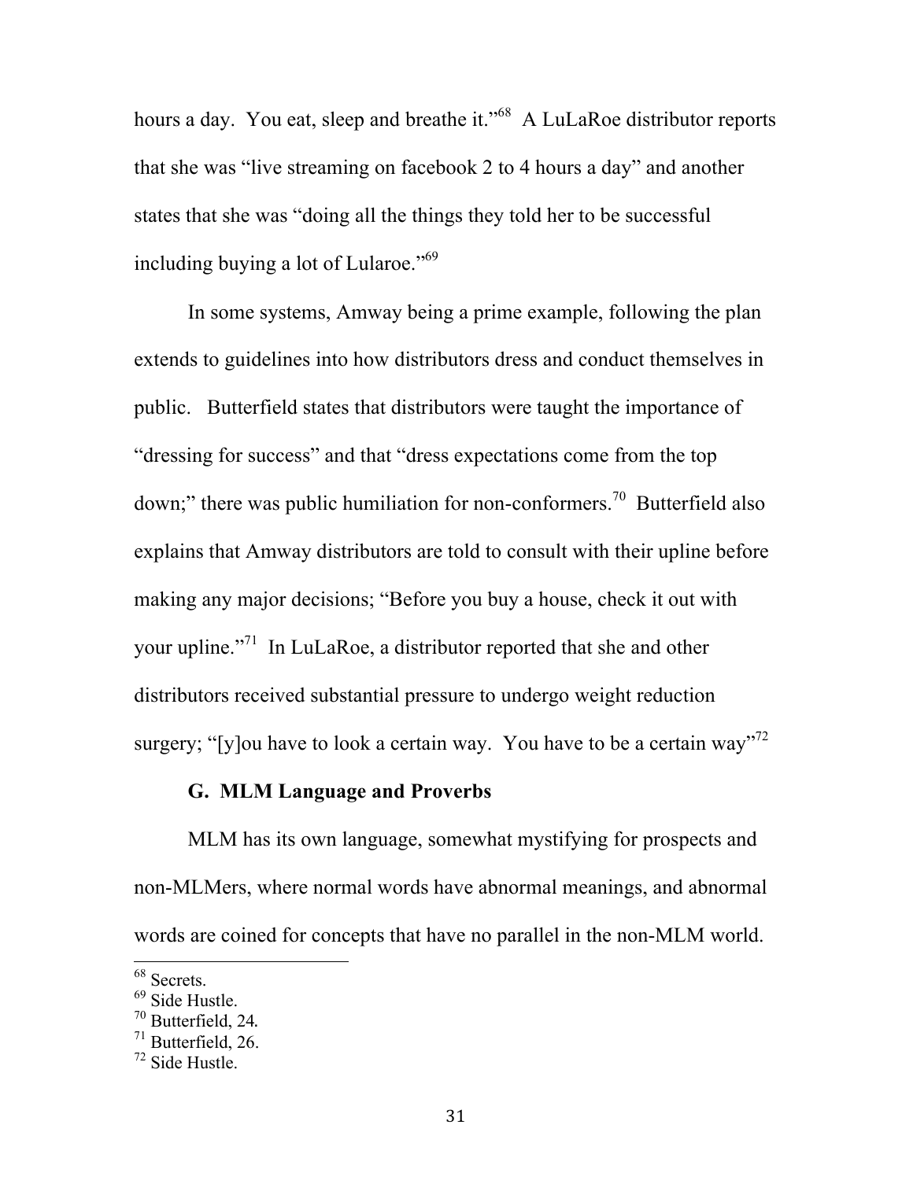hours a day. You eat, sleep and breathe it."[68] A LuLaRoe distributor reports that she was "live streaming on facebook 2 to 4 hours a day" and another states that she was "doing all the things they told her to be successful including buying a lot of Lularoe."[69]

In some systems, Amway being a prime example, following the plan extends to guidelines into how distributors dress and conduct themselves in public. Butterfield states that distributors were taught the importance of "dressing for success" and that "dress expectations come from the top down;" there was public humiliation for non-conformers.[70] Butterfield also explains that Amway distributors are told to consult with their upline before making any major decisions; "Before you buy a house, check it out with your upline."[71] In LuLaRoe, a distributor reported that she and other distributors received substantial pressure to undergo weight reduction surgery; "[y]ou have to look a certain way. You have to be a certain way"[72]

### G. MLM Language and Proverbs

MLM has its own language, somewhat mystifying for prospects and non-MLMers, where normal words have abnormal meanings, and abnormal words are coined for concepts that have no parallel in the non-MLM world.

---

[68] Secrets.

[69] Side Hustle.

[70] Butterfield, 24.

[71] Butterfield, 26.

[72] Side Hustle.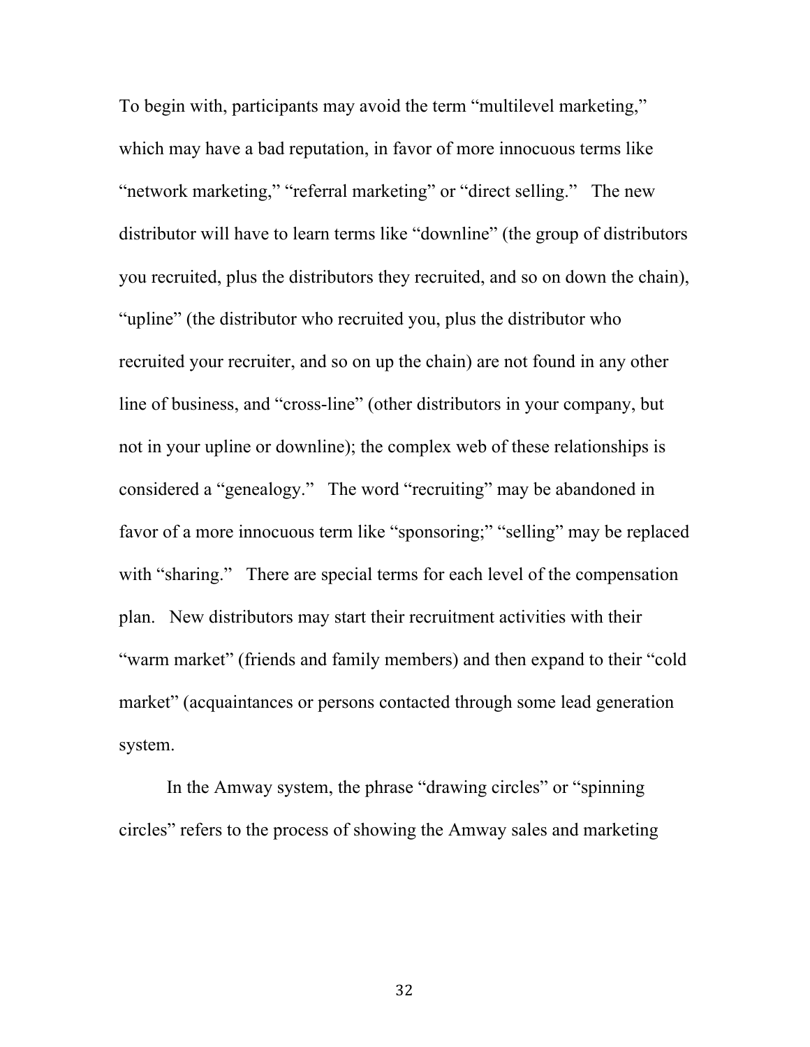To begin with, participants may avoid the term "multilevel marketing," which may have a bad reputation, in favor of more innocuous terms like "network marketing," "referral marketing" or "direct selling." The new distributor will have to learn terms like "downline" (the group of distributors you recruited, plus the distributors they recruited, and so on down the chain), "upline" (the distributor who recruited you, plus the distributor who recruited your recruiter, and so on up the chain) are not found in any other line of business, and "cross-line" (other distributors in your company, but not in your upline or downline); the complex web of these relationships is considered a "genealogy." The word "recruiting" may be abandoned in favor of a more innocuous term like "sponsoring;" "selling" may be replaced with "sharing." There are special terms for each level of the compensation plan. New distributors may start their recruitment activities with their "warm market" (friends and family members) and then expand to their "cold market" (acquaintances or persons contacted through some lead generation system.

In the Amway system, the phrase "drawing circles" or "spinning circles" refers to the process of showing the Amway sales and marketing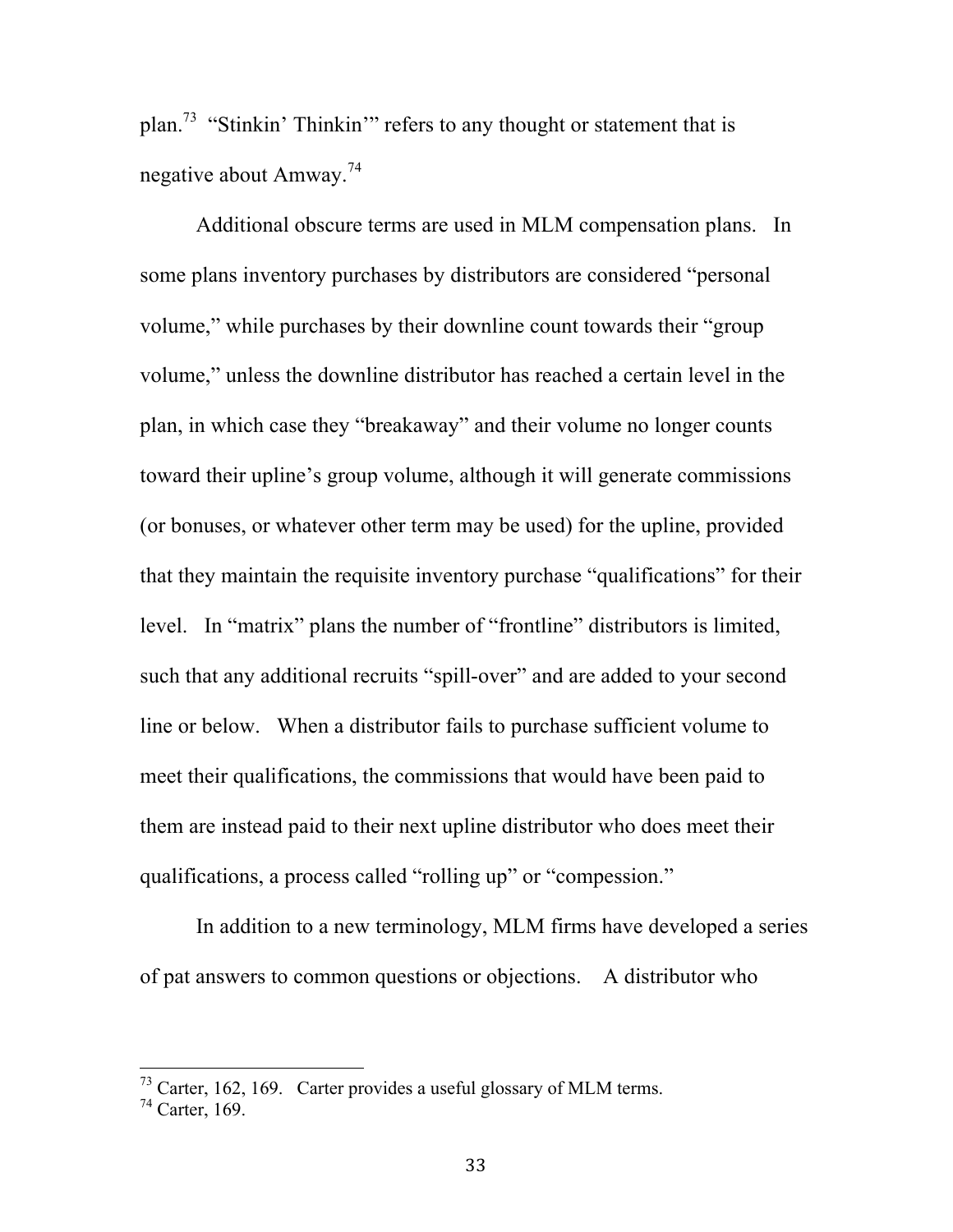plan.[73] "Stinkin' Thinkin'" refers to any thought or statement that is negative about Amway.[74]

Additional obscure terms are used in MLM compensation plans. In some plans inventory purchases by distributors are considered "personal volume," while purchases by their downline count towards their "group volume," unless the downline distributor has reached a certain level in the plan, in which case they "breakaway" and their volume no longer counts toward their upline's group volume, although it will generate commissions (or bonuses, or whatever other term may be used) for the upline, provided that they maintain the requisite inventory purchase "qualifications" for their level. In "matrix" plans the number of "frontline" distributors is limited, such that any additional recruits "spill-over" and are added to your second line or below. When a distributor fails to purchase sufficient volume to meet their qualifications, the commissions that would have been paid to them are instead paid to their next upline distributor who does meet their qualifications, a process called "rolling up" or "compession."

In addition to a new terminology, MLM firms have developed a series of pat answers to common questions or objections. A distributor who

---

[73] Carter, 162, 169. Carter provides a useful glossary of MLM terms.

[74] Carter, 169.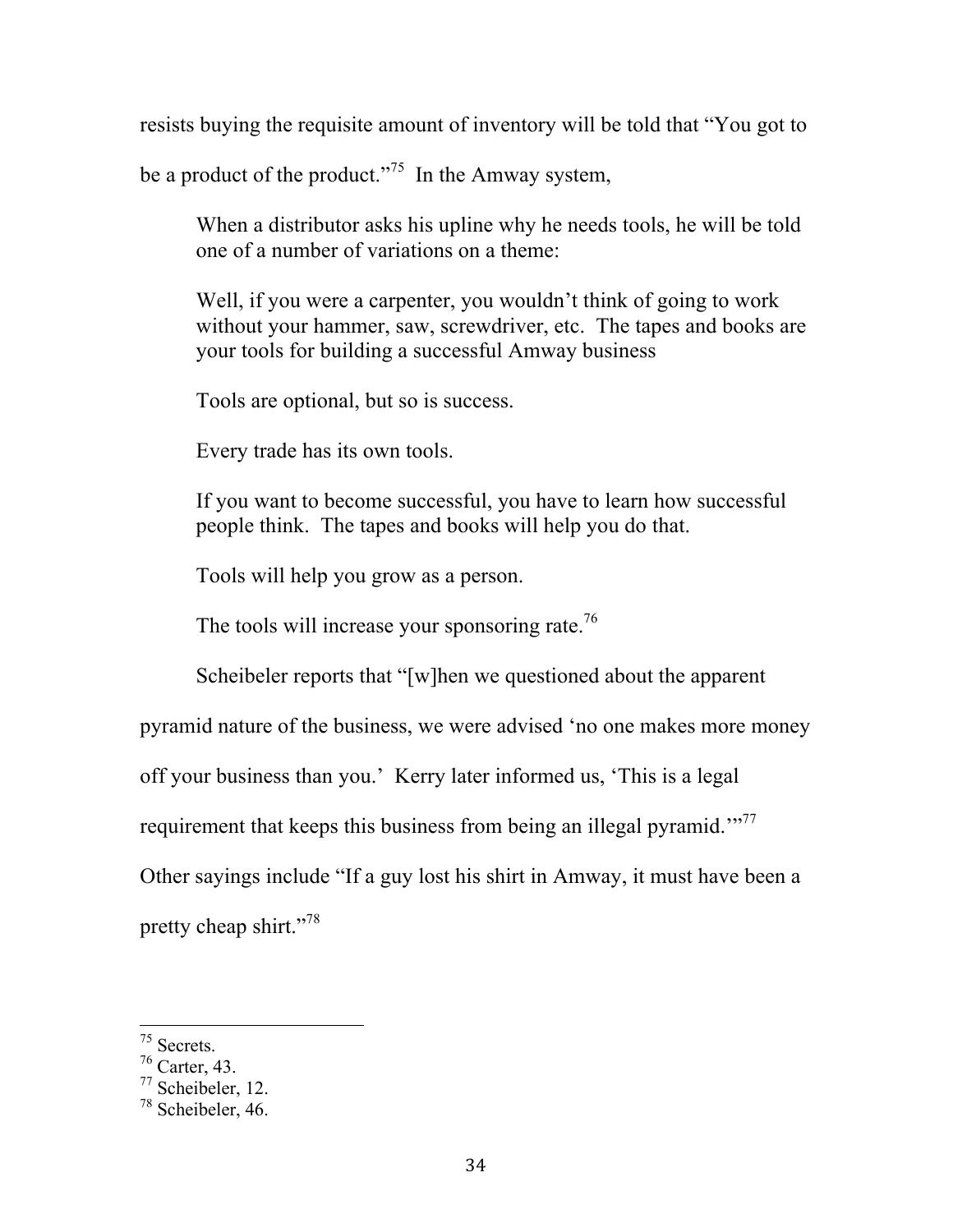resists buying the requisite amount of inventory will be told that "You got to be a product of the product."[75] In the Amway system,

> When a distributor asks his upline why he needs tools, he will be told one of a number of variations on a theme:
>
> Well, if you were a carpenter, you wouldn't think of going to work without your hammer, saw, screwdriver, etc. The tapes and books are your tools for building a successful Amway business
>
> Tools are optional, but so is success.
>
> Every trade has its own tools.
>
> If you want to become successful, you have to learn how successful people think. The tapes and books will help you do that.
>
> Tools will help you grow as a person.
>
> The tools will increase your sponsoring rate.[76]

Scheibeler reports that "[w]hen we questioned about the apparent pyramid nature of the business, we were advised 'no one makes more money off your business than you.' Kerry later informed us, 'This is a legal requirement that keeps this business from being an illegal pyramid.'"[77] Other sayings include "If a guy lost his shirt in Amway, it must have been a pretty cheap shirt."[78]

---

[75] Secrets.
[76] Carter, 43.
[77] Scheibeler, 12.
[78] Scheibeler, 46.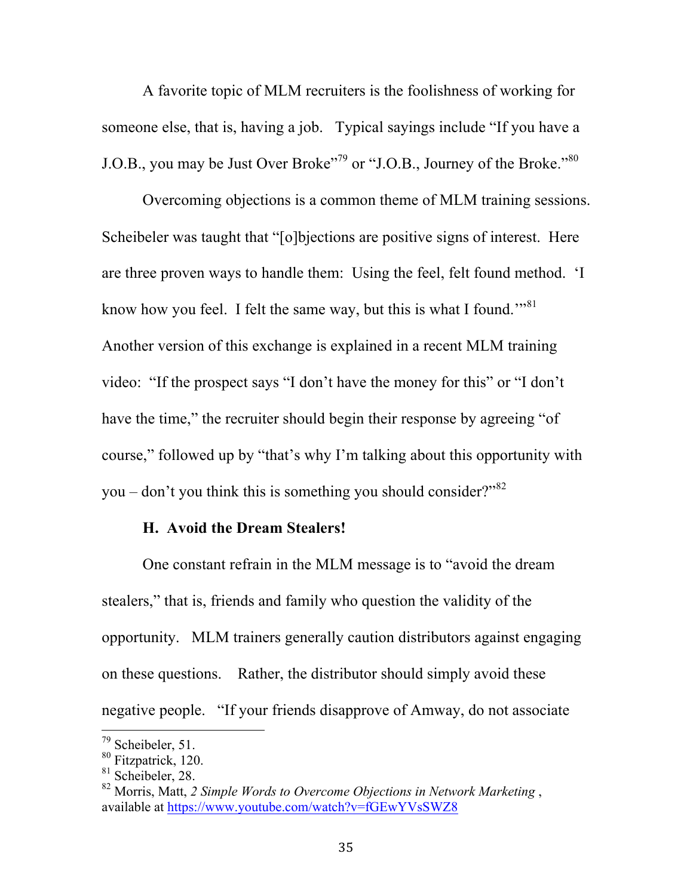A favorite topic of MLM recruiters is the foolishness of working for someone else, that is, having a job. Typical sayings include "If you have a J.O.B., you may be Just Over Broke"[79] or "J.O.B., Journey of the Broke."[80]

Overcoming objections is a common theme of MLM training sessions. Scheibeler was taught that "[o]bjections are positive signs of interest. Here are three proven ways to handle them: Using the feel, felt found method. 'I know how you feel. I felt the same way, but this is what I found.'"[81] Another version of this exchange is explained in a recent MLM training video: "If the prospect says "I don't have the money for this" or "I don't have the time," the recruiter should begin their response by agreeing "of course," followed up by "that's why I'm talking about this opportunity with you – don't you think this is something you should consider?"[82]

### H. Avoid the Dream Stealers!

One constant refrain in the MLM message is to "avoid the dream stealers," that is, friends and family who question the validity of the opportunity. MLM trainers generally caution distributors against engaging on these questions. Rather, the distributor should simply avoid these negative people. "If your friends disapprove of Amway, do not associate

---

[79] Scheibeler, 51.

[80] Fitzpatrick, 120.

[81] Scheibeler, 28.

[82] Morris, Matt, *2 Simple Words to Overcome Objections in Network Marketing* , available at https://www.youtube.com/watch?v=fGEwYVsSWZ8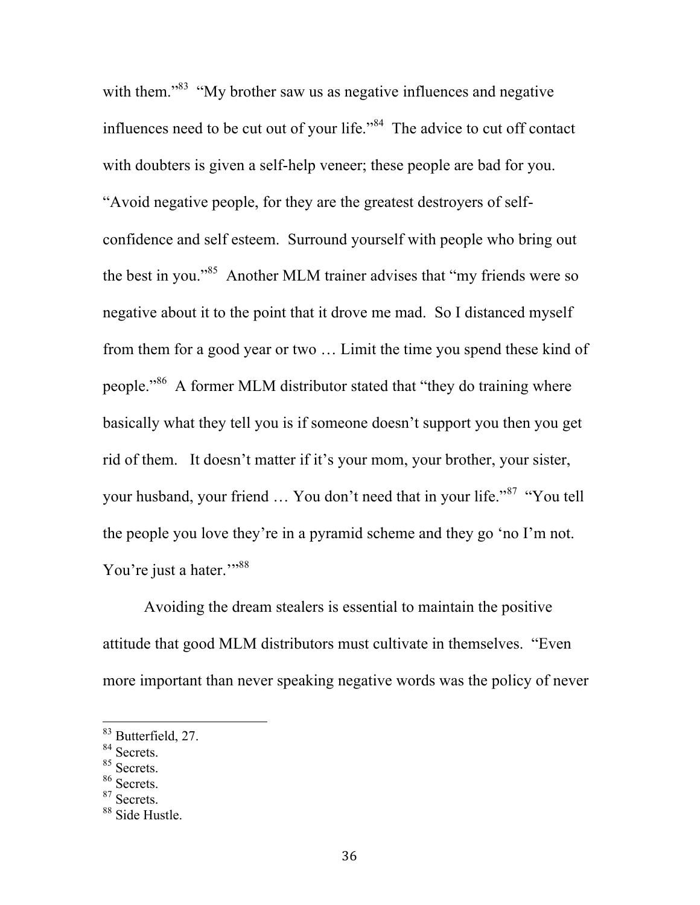with them."[83] "My brother saw us as negative influences and negative influences need to be cut out of your life."[84] The advice to cut off contact with doubters is given a self-help veneer; these people are bad for you. "Avoid negative people, for they are the greatest destroyers of self-confidence and self esteem. Surround yourself with people who bring out the best in you."[85] Another MLM trainer advises that "my friends were so negative about it to the point that it drove me mad. So I distanced myself from them for a good year or two … Limit the time you spend these kind of people."[86] A former MLM distributor stated that "they do training where basically what they tell you is if someone doesn't support you then you get rid of them. It doesn't matter if it's your mom, your brother, your sister, your husband, your friend … You don't need that in your life."[87] "You tell the people you love they're in a pyramid scheme and they go 'no I'm not. You're just a hater.'"[88]

Avoiding the dream stealers is essential to maintain the positive attitude that good MLM distributors must cultivate in themselves. "Even more important than never speaking negative words was the policy of never

---

[83] Butterfield, 27.
[84] Secrets.
[85] Secrets.
[86] Secrets.
[87] Secrets.
[88] Side Hustle.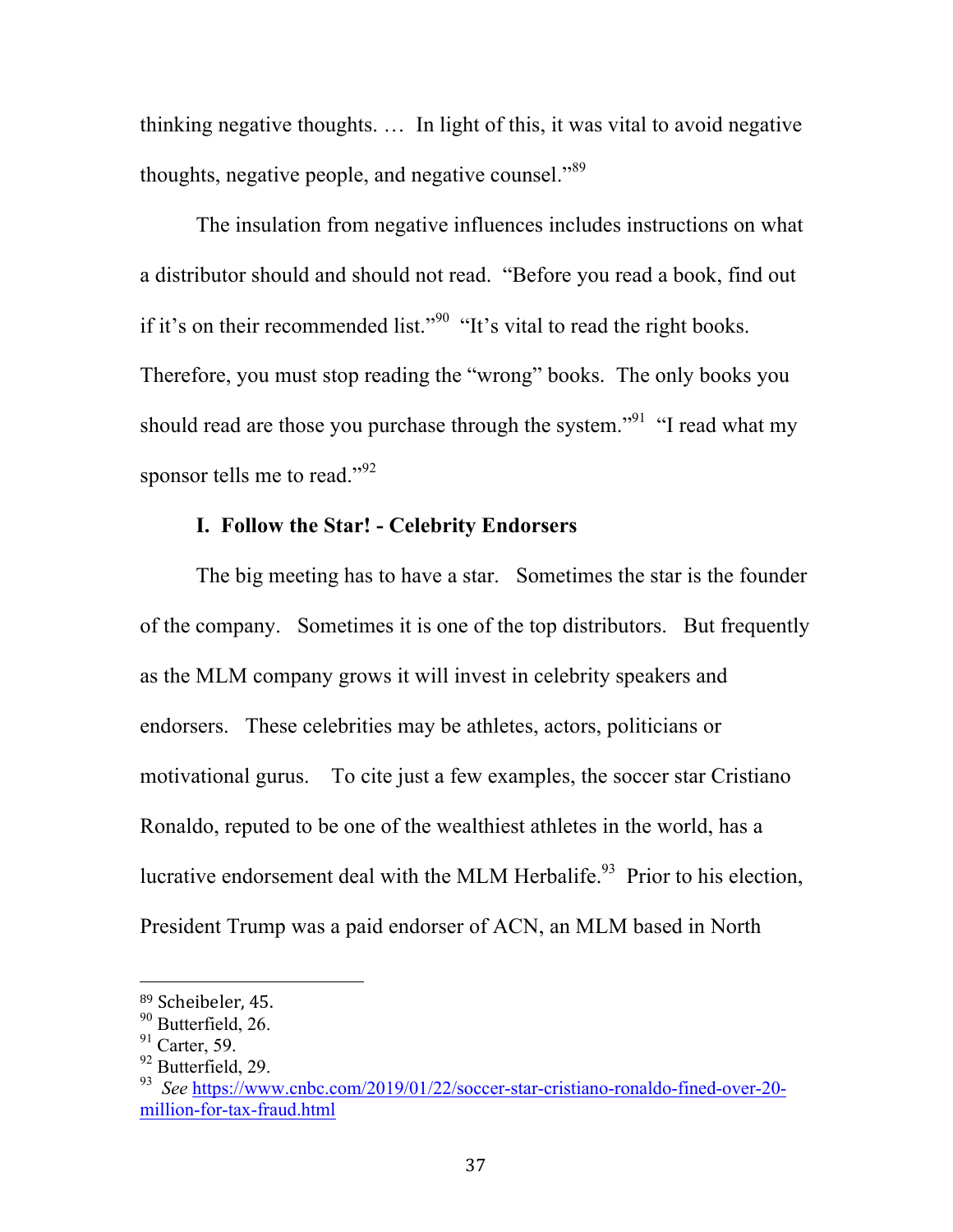thinking negative thoughts. … In light of this, it was vital to avoid negative thoughts, negative people, and negative counsel."[89]

The insulation from negative influences includes instructions on what a distributor should and should not read. "Before you read a book, find out if it's on their recommended list."[90] "It's vital to read the right books. Therefore, you must stop reading the "wrong" books. The only books you should read are those you purchase through the system."[91] "I read what my sponsor tells me to read."[92]

### I. Follow the Star! - Celebrity Endorsers

The big meeting has to have a star. Sometimes the star is the founder of the company. Sometimes it is one of the top distributors. But frequently as the MLM company grows it will invest in celebrity speakers and endorsers. These celebrities may be athletes, actors, politicians or motivational gurus. To cite just a few examples, the soccer star Cristiano Ronaldo, reputed to be one of the wealthiest athletes in the world, has a lucrative endorsement deal with the MLM Herbalife.[93] Prior to his election, President Trump was a paid endorser of ACN, an MLM based in North

---

[89] Scheibeler, 45.

[90] Butterfield, 26.

[91] Carter, 59.

[92] Butterfield, 29.

[93] *See* https://www.cnbc.com/2019/01/22/soccer-star-cristiano-ronaldo-fined-over-20-million-for-tax-fraud.html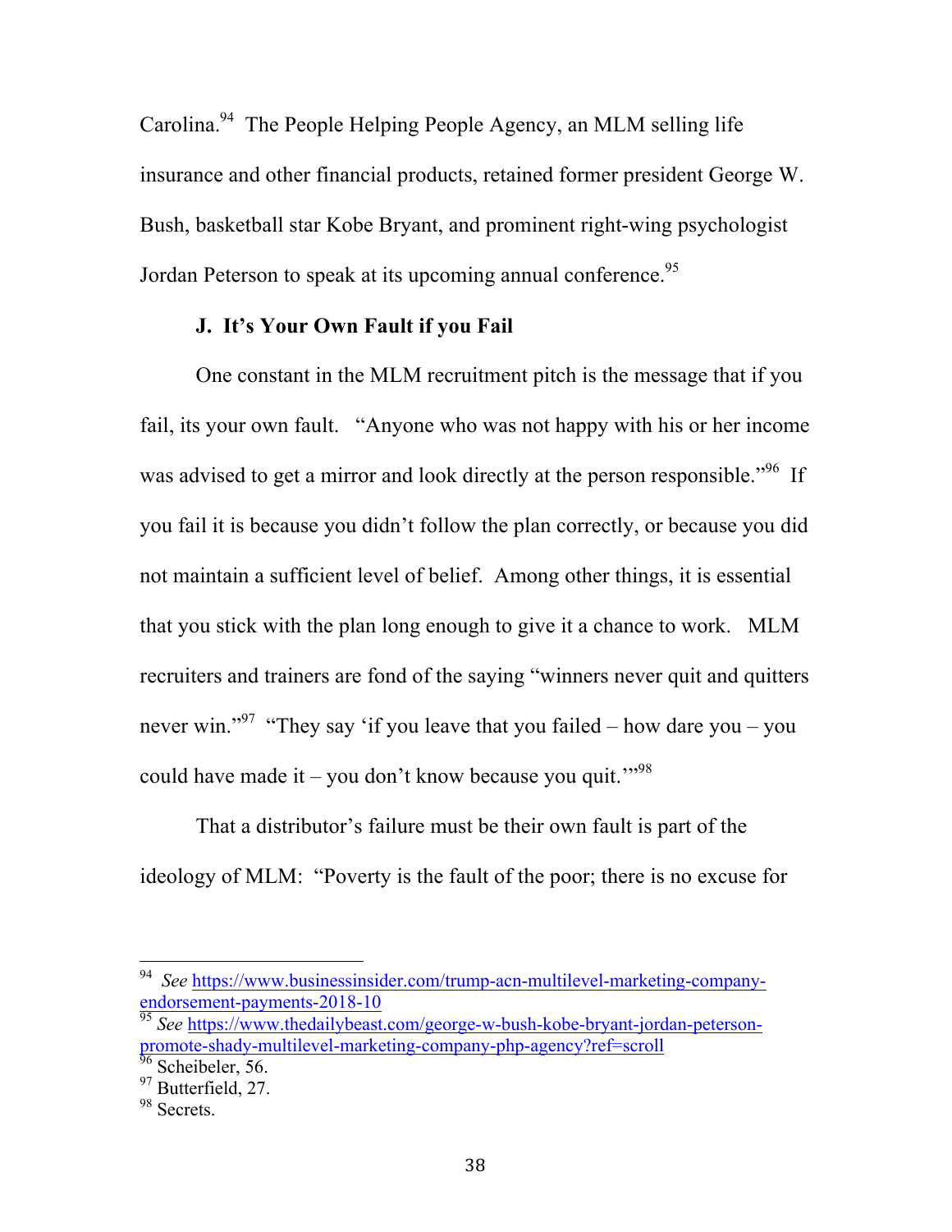Carolina.[94] The People Helping People Agency, an MLM selling life insurance and other financial products, retained former president George W. Bush, basketball star Kobe Bryant, and prominent right-wing psychologist Jordan Peterson to speak at its upcoming annual conference.[95]

### J. It's Your Own Fault if you Fail

One constant in the MLM recruitment pitch is the message that if you fail, its your own fault. "Anyone who was not happy with his or her income was advised to get a mirror and look directly at the person responsible."[96] If you fail it is because you didn't follow the plan correctly, or because you did not maintain a sufficient level of belief. Among other things, it is essential that you stick with the plan long enough to give it a chance to work. MLM recruiters and trainers are fond of the saying "winners never quit and quitters never win."[97] "They say 'if you leave that you failed – how dare you – you could have made it – you don't know because you quit.'"[98]

That a distributor's failure must be their own fault is part of the ideology of MLM: "Poverty is the fault of the poor; there is no excuse for

---

[94] *See* https://www.businessinsider.com/trump-acn-multilevel-marketing-company-endorsement-payments-2018-10

[95] *See* https://www.thedailybeast.com/george-w-bush-kobe-bryant-jordan-peterson-promote-shady-multilevel-marketing-company-php-agency?ref=scroll

[96] Scheibeler, 56.

[97] Butterfield, 27.

[98] Secrets.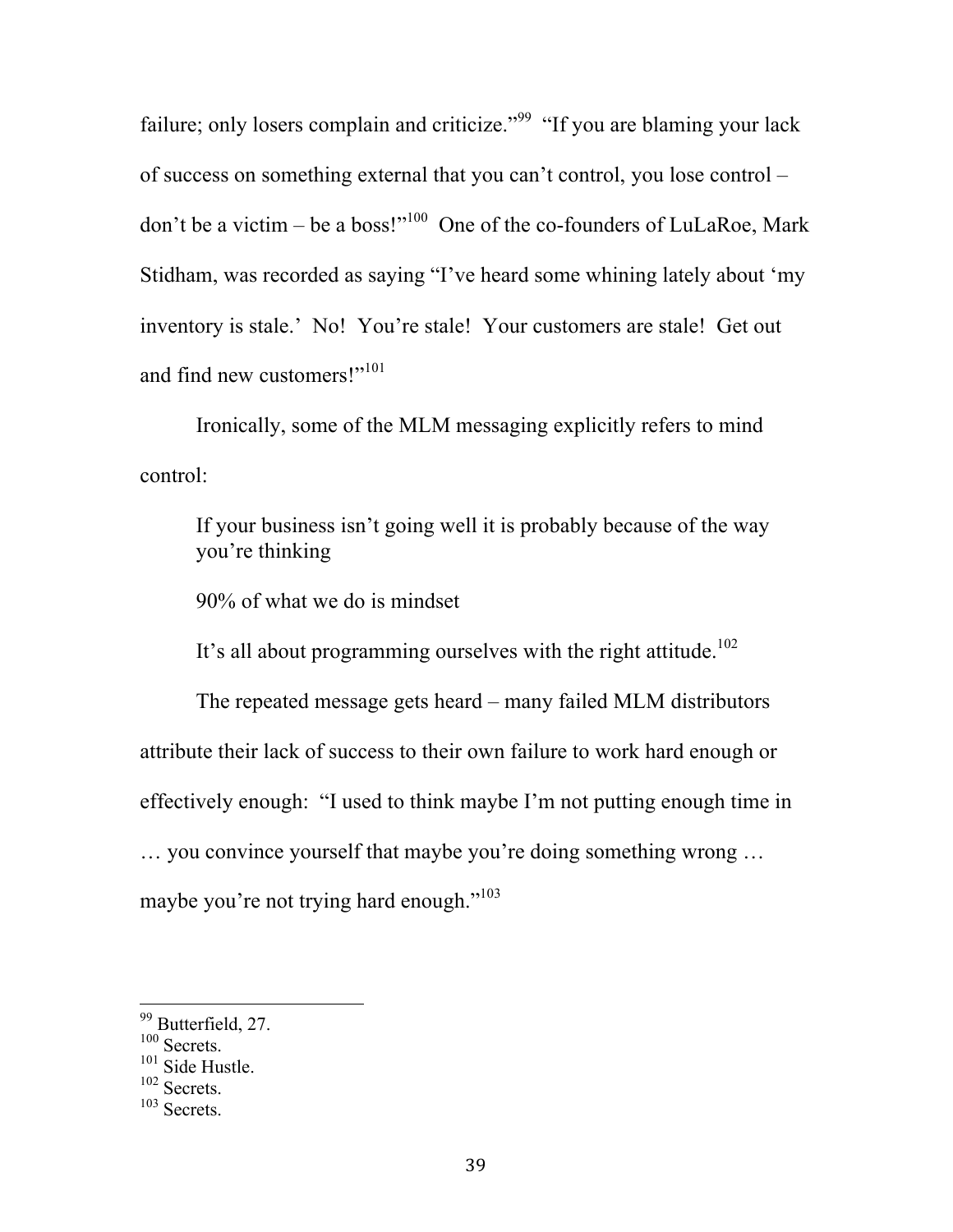failure; only losers complain and criticize."[99] "If you are blaming your lack of success on something external that you can't control, you lose control – don't be a victim – be a boss!"[100] One of the co-founders of LuLaRoe, Mark Stidham, was recorded as saying "I've heard some whining lately about 'my inventory is stale.' No! You're stale! Your customers are stale! Get out and find new customers!"[101]

Ironically, some of the MLM messaging explicitly refers to mind control:

> If your business isn't going well it is probably because of the way you're thinking
>
> 90% of what we do is mindset
>
> It's all about programming ourselves with the right attitude.[102]

The repeated message gets heard – many failed MLM distributors attribute their lack of success to their own failure to work hard enough or effectively enough: "I used to think maybe I'm not putting enough time in … you convince yourself that maybe you're doing something wrong … maybe you're not trying hard enough."[103]

---

[99] Butterfield, 27.
[100] Secrets.
[101] Side Hustle.
[102] Secrets.
[103] Secrets.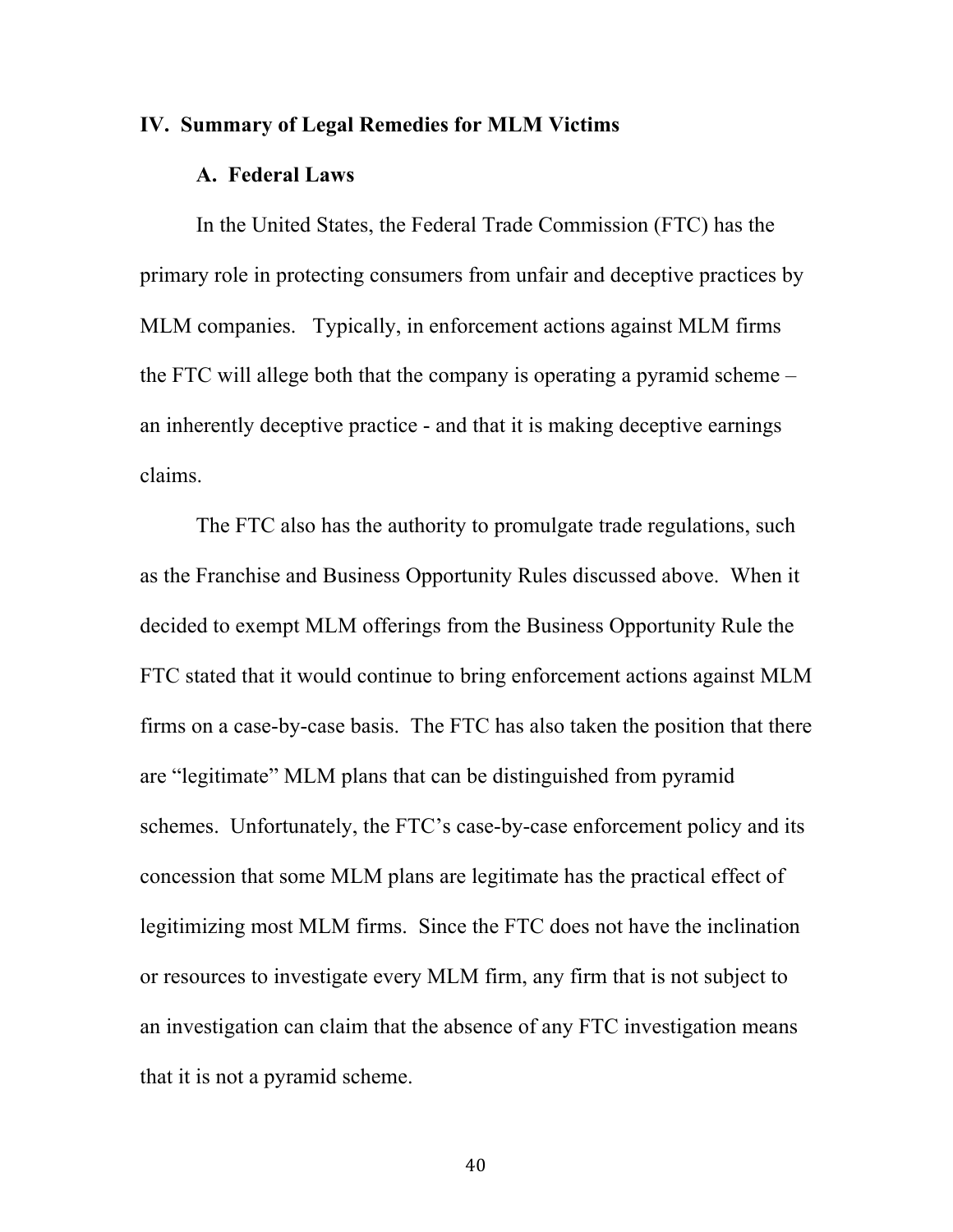## IV. Summary of Legal Remedies for MLM Victims

### A. Federal Laws

In the United States, the Federal Trade Commission (FTC) has the primary role in protecting consumers from unfair and deceptive practices by MLM companies. Typically, in enforcement actions against MLM firms the FTC will allege both that the company is operating a pyramid scheme – an inherently deceptive practice - and that it is making deceptive earnings claims.

The FTC also has the authority to promulgate trade regulations, such as the Franchise and Business Opportunity Rules discussed above. When it decided to exempt MLM offerings from the Business Opportunity Rule the FTC stated that it would continue to bring enforcement actions against MLM firms on a case-by-case basis. The FTC has also taken the position that there are "legitimate" MLM plans that can be distinguished from pyramid schemes. Unfortunately, the FTC's case-by-case enforcement policy and its concession that some MLM plans are legitimate has the practical effect of legitimizing most MLM firms. Since the FTC does not have the inclination or resources to investigate every MLM firm, any firm that is not subject to an investigation can claim that the absence of any FTC investigation means that it is not a pyramid scheme.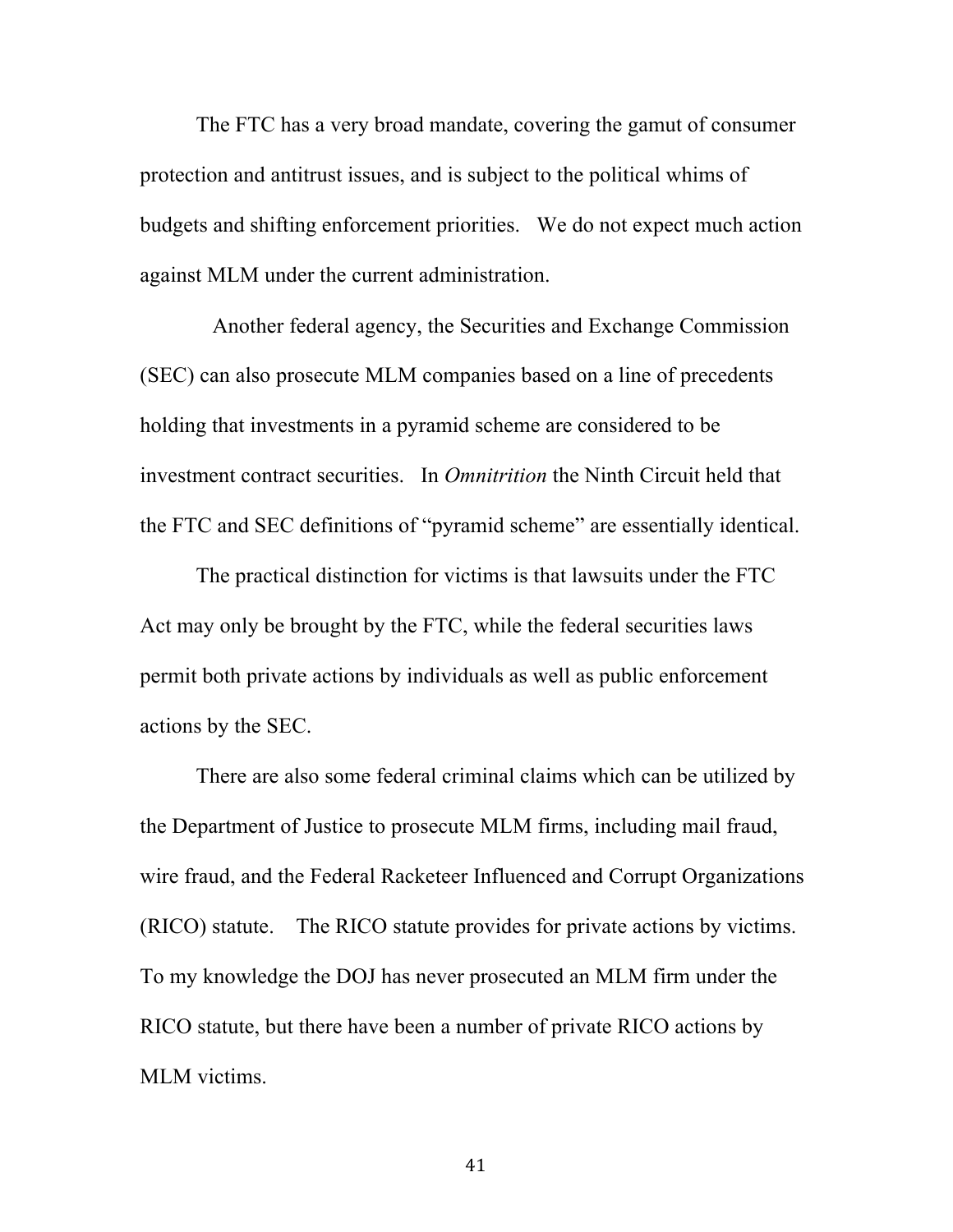The FTC has a very broad mandate, covering the gamut of consumer protection and antitrust issues, and is subject to the political whims of budgets and shifting enforcement priorities. We do not expect much action against MLM under the current administration.

Another federal agency, the Securities and Exchange Commission (SEC) can also prosecute MLM companies based on a line of precedents holding that investments in a pyramid scheme are considered to be investment contract securities. In *Omnitrition* the Ninth Circuit held that the FTC and SEC definitions of "pyramid scheme" are essentially identical.

The practical distinction for victims is that lawsuits under the FTC Act may only be brought by the FTC, while the federal securities laws permit both private actions by individuals as well as public enforcement actions by the SEC.

There are also some federal criminal claims which can be utilized by the Department of Justice to prosecute MLM firms, including mail fraud, wire fraud, and the Federal Racketeer Influenced and Corrupt Organizations (RICO) statute. The RICO statute provides for private actions by victims. To my knowledge the DOJ has never prosecuted an MLM firm under the RICO statute, but there have been a number of private RICO actions by MLM victims.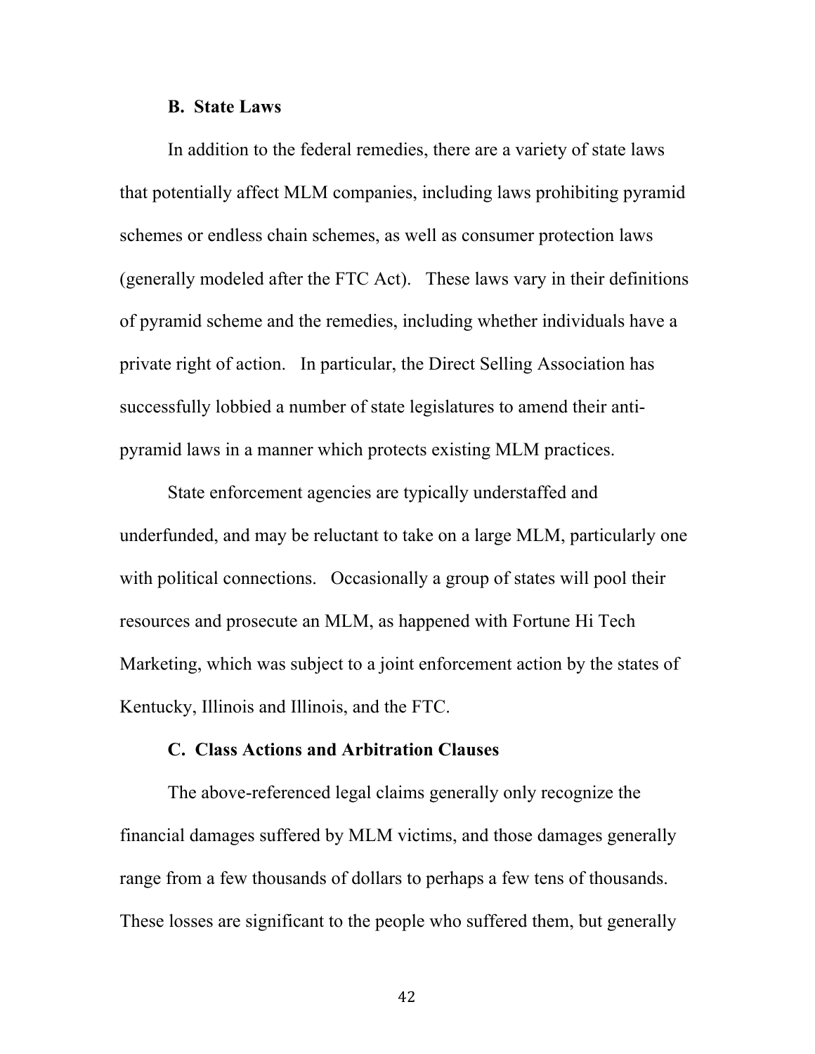### B. State Laws

In addition to the federal remedies, there are a variety of state laws that potentially affect MLM companies, including laws prohibiting pyramid schemes or endless chain schemes, as well as consumer protection laws (generally modeled after the FTC Act). These laws vary in their definitions of pyramid scheme and the remedies, including whether individuals have a private right of action. In particular, the Direct Selling Association has successfully lobbied a number of state legislatures to amend their anti-pyramid laws in a manner which protects existing MLM practices.

State enforcement agencies are typically understaffed and underfunded, and may be reluctant to take on a large MLM, particularly one with political connections. Occasionally a group of states will pool their resources and prosecute an MLM, as happened with Fortune Hi Tech Marketing, which was subject to a joint enforcement action by the states of Kentucky, Illinois and Illinois, and the FTC.

### C. Class Actions and Arbitration Clauses

The above-referenced legal claims generally only recognize the financial damages suffered by MLM victims, and those damages generally range from a few thousands of dollars to perhaps a few tens of thousands. These losses are significant to the people who suffered them, but generally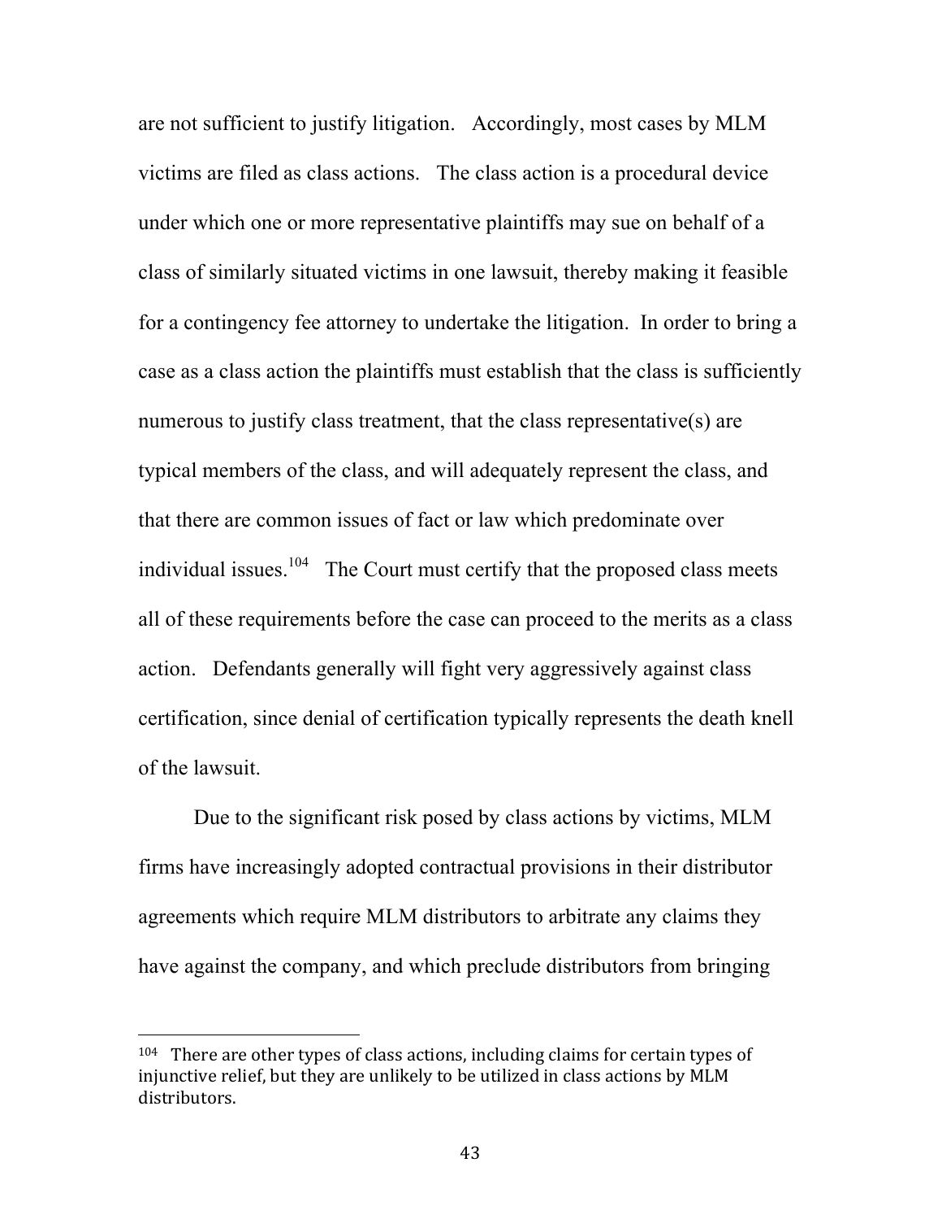are not sufficient to justify litigation. Accordingly, most cases by MLM victims are filed as class actions. The class action is a procedural device under which one or more representative plaintiffs may sue on behalf of a class of similarly situated victims in one lawsuit, thereby making it feasible for a contingency fee attorney to undertake the litigation. In order to bring a case as a class action the plaintiffs must establish that the class is sufficiently numerous to justify class treatment, that the class representative(s) are typical members of the class, and will adequately represent the class, and that there are common issues of fact or law which predominate over individual issues.[104] The Court must certify that the proposed class meets all of these requirements before the case can proceed to the merits as a class action. Defendants generally will fight very aggressively against class certification, since denial of certification typically represents the death knell of the lawsuit.

Due to the significant risk posed by class actions by victims, MLM firms have increasingly adopted contractual provisions in their distributor agreements which require MLM distributors to arbitrate any claims they have against the company, and which preclude distributors from bringing

---

[104] There are other types of class actions, including claims for certain types of injunctive relief, but they are unlikely to be utilized in class actions by MLM distributors.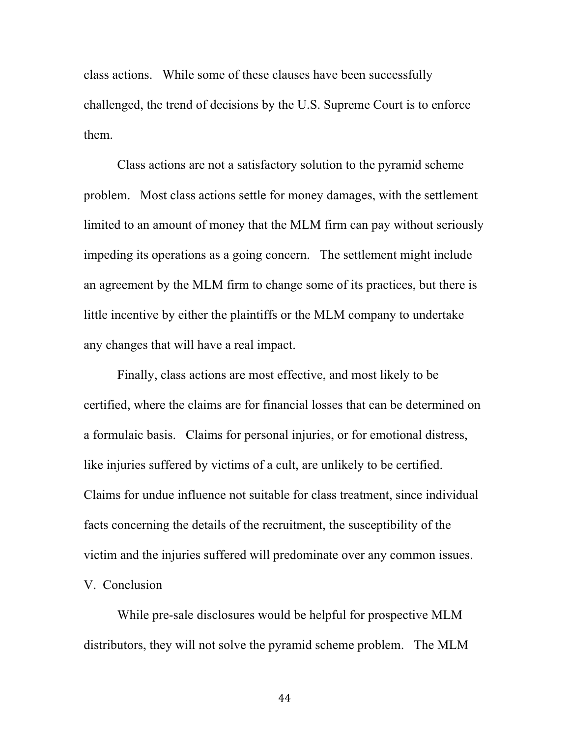class actions. While some of these clauses have been successfully challenged, the trend of decisions by the U.S. Supreme Court is to enforce them.

Class actions are not a satisfactory solution to the pyramid scheme problem. Most class actions settle for money damages, with the settlement limited to an amount of money that the MLM firm can pay without seriously impeding its operations as a going concern. The settlement might include an agreement by the MLM firm to change some of its practices, but there is little incentive by either the plaintiffs or the MLM company to undertake any changes that will have a real impact.

Finally, class actions are most effective, and most likely to be certified, where the claims are for financial losses that can be determined on a formulaic basis. Claims for personal injuries, or for emotional distress, like injuries suffered by victims of a cult, are unlikely to be certified. Claims for undue influence not suitable for class treatment, since individual facts concerning the details of the recruitment, the susceptibility of the victim and the injuries suffered will predominate over any common issues.

## V. Conclusion

While pre-sale disclosures would be helpful for prospective MLM distributors, they will not solve the pyramid scheme problem. The MLM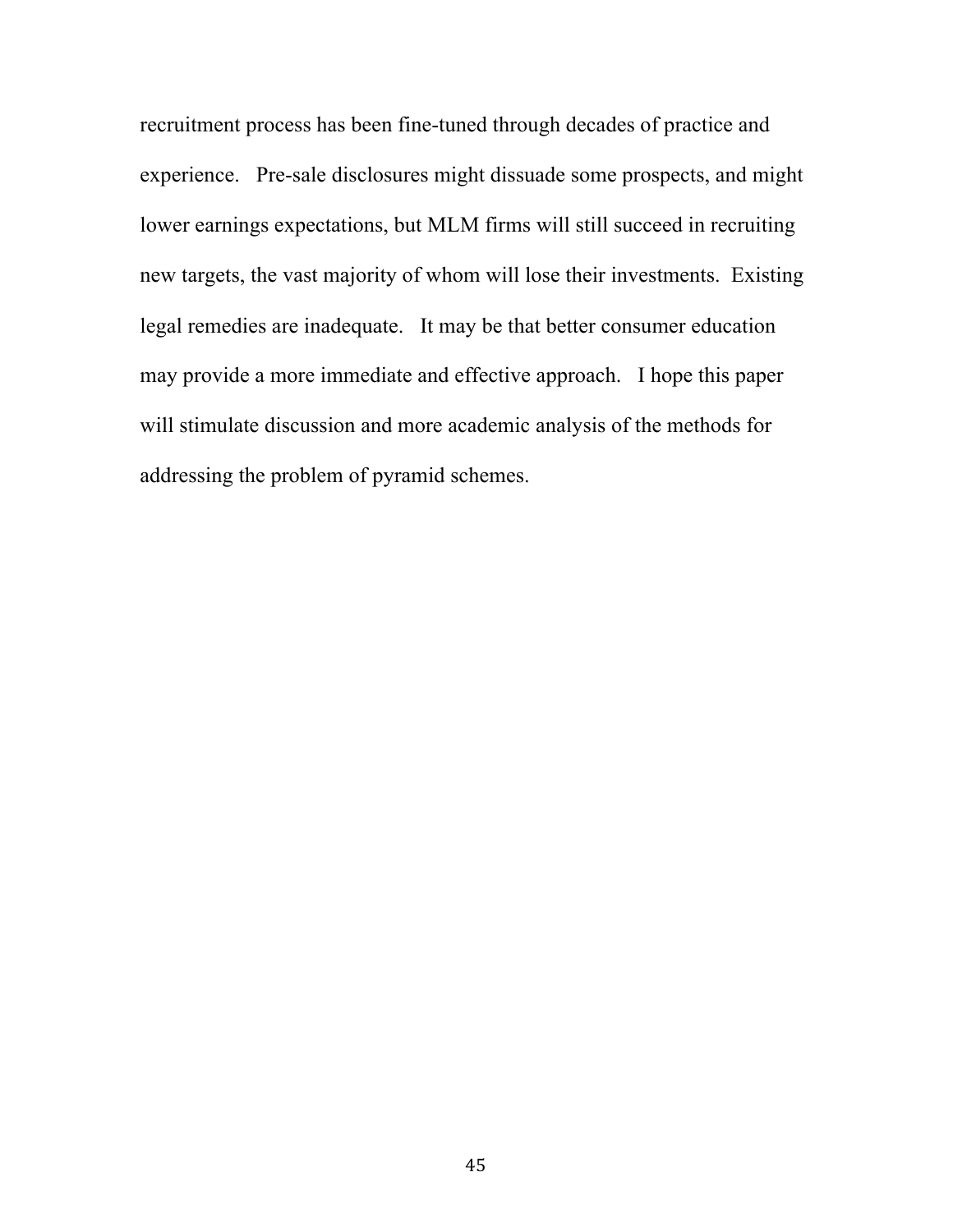recruitment process has been fine-tuned through decades of practice and experience. Pre-sale disclosures might dissuade some prospects, and might lower earnings expectations, but MLM firms will still succeed in recruiting new targets, the vast majority of whom will lose their investments. Existing legal remedies are inadequate. It may be that better consumer education may provide a more immediate and effective approach. I hope this paper will stimulate discussion and more academic analysis of the methods for addressing the problem of pyramid schemes.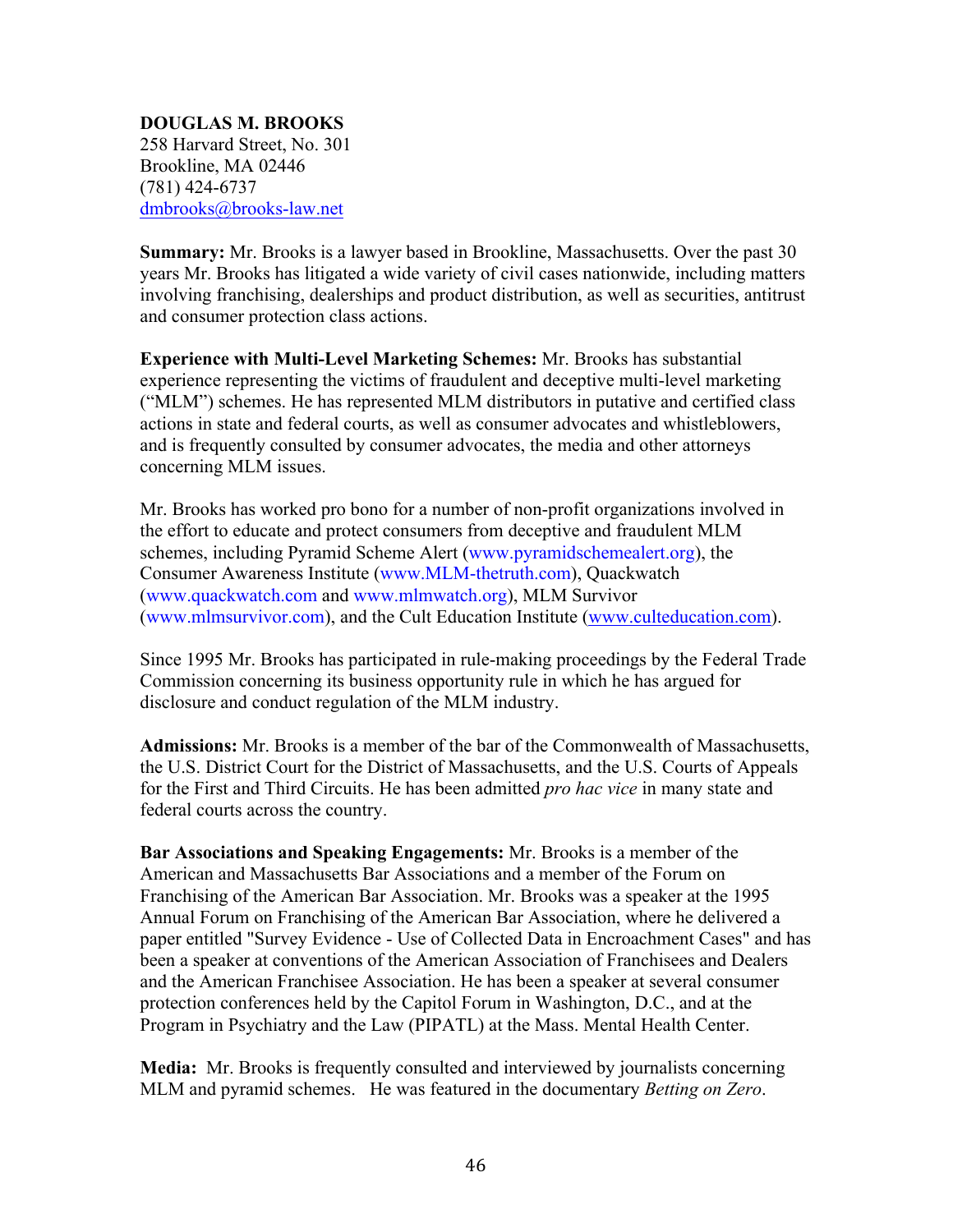**DOUGLAS M. BROOKS**
258 Harvard Street, No. 301
Brookline, MA 02446
(781) 424-6737
dmbrooks@brooks-law.net

**Summary:** Mr. Brooks is a lawyer based in Brookline, Massachusetts. Over the past 30 years Mr. Brooks has litigated a wide variety of civil cases nationwide, including matters involving franchising, dealerships and product distribution, as well as securities, antitrust and consumer protection class actions.

**Experience with Multi-Level Marketing Schemes:** Mr. Brooks has substantial experience representing the victims of fraudulent and deceptive multi-level marketing ("MLM") schemes. He has represented MLM distributors in putative and certified class actions in state and federal courts, as well as consumer advocates and whistleblowers, and is frequently consulted by consumer advocates, the media and other attorneys concerning MLM issues.

Mr. Brooks has worked pro bono for a number of non-profit organizations involved in the effort to educate and protect consumers from deceptive and fraudulent MLM schemes, including Pyramid Scheme Alert (www.pyramidschemealert.org), the Consumer Awareness Institute (www.MLM-thetruth.com), Quackwatch (www.quackwatch.com and www.mlmwatch.org), MLM Survivor (www.mlmsurvivor.com), and the Cult Education Institute (www.culteducation.com).

Since 1995 Mr. Brooks has participated in rule-making proceedings by the Federal Trade Commission concerning its business opportunity rule in which he has argued for disclosure and conduct regulation of the MLM industry.

**Admissions:** Mr. Brooks is a member of the bar of the Commonwealth of Massachusetts, the U.S. District Court for the District of Massachusetts, and the U.S. Courts of Appeals for the First and Third Circuits. He has been admitted *pro hac vice* in many state and federal courts across the country.

**Bar Associations and Speaking Engagements:** Mr. Brooks is a member of the American and Massachusetts Bar Associations and a member of the Forum on Franchising of the American Bar Association. Mr. Brooks was a speaker at the 1995 Annual Forum on Franchising of the American Bar Association, where he delivered a paper entitled "Survey Evidence - Use of Collected Data in Encroachment Cases" and has been a speaker at conventions of the American Association of Franchisees and Dealers and the American Franchisee Association. He has been a speaker at several consumer protection conferences held by the Capitol Forum in Washington, D.C., and at the Program in Psychiatry and the Law (PIPATL) at the Mass. Mental Health Center.

**Media:** Mr. Brooks is frequently consulted and interviewed by journalists concerning MLM and pyramid schemes. He was featured in the documentary *Betting on Zero*.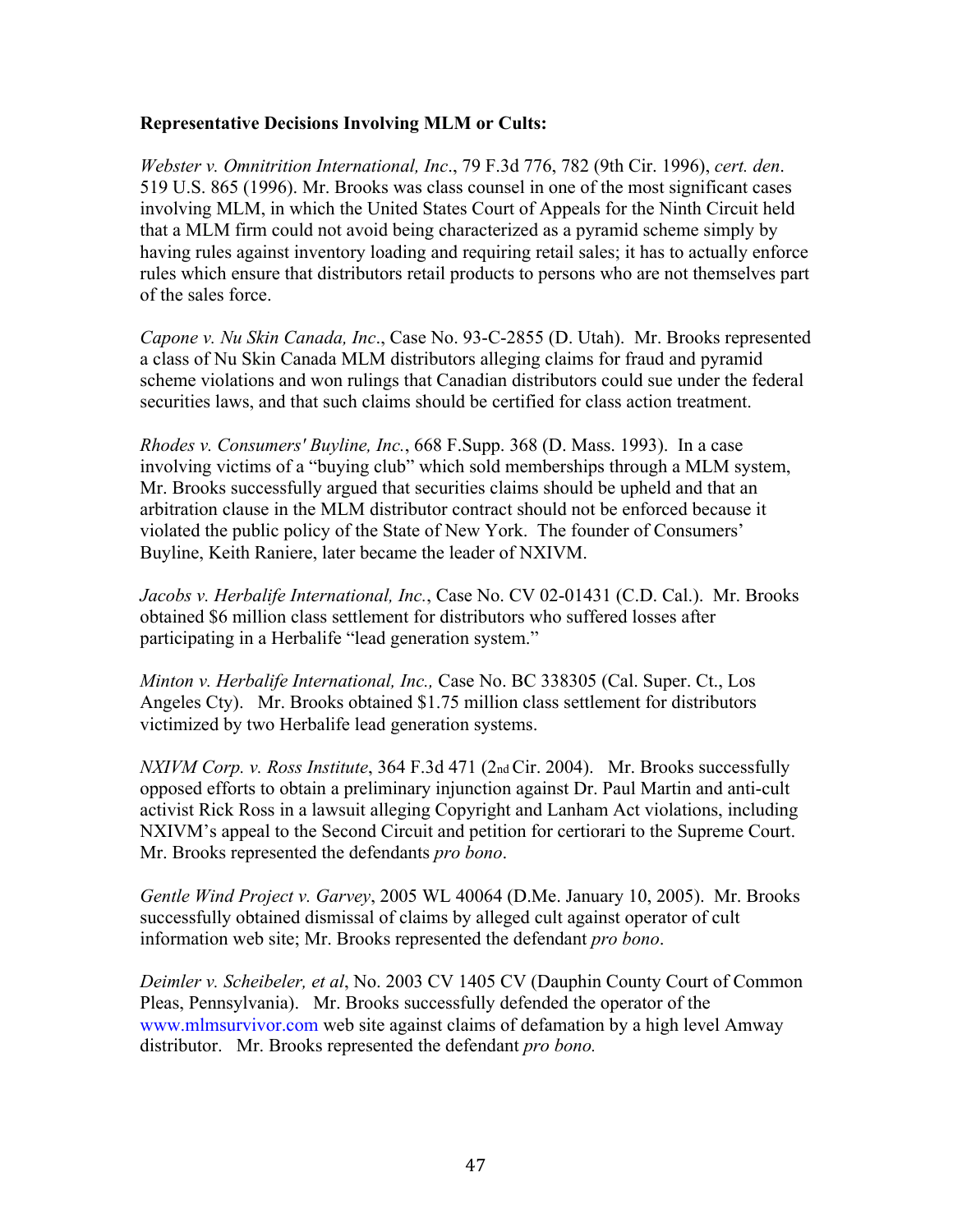**Representative Decisions Involving MLM or Cults:**

*Webster v. Omnitrition International, Inc*., 79 F.3d 776, 782 (9th Cir. 1996), *cert. den*. 519 U.S. 865 (1996). Mr. Brooks was class counsel in one of the most significant cases involving MLM, in which the United States Court of Appeals for the Ninth Circuit held that a MLM firm could not avoid being characterized as a pyramid scheme simply by having rules against inventory loading and requiring retail sales; it has to actually enforce rules which ensure that distributors retail products to persons who are not themselves part of the sales force.

*Capone v. Nu Skin Canada, Inc*., Case No. 93-C-2855 (D. Utah). Mr. Brooks represented a class of Nu Skin Canada MLM distributors alleging claims for fraud and pyramid scheme violations and won rulings that Canadian distributors could sue under the federal securities laws, and that such claims should be certified for class action treatment.

*Rhodes v. Consumers' Buyline, Inc.*, 668 F.Supp. 368 (D. Mass. 1993). In a case involving victims of a "buying club" which sold memberships through a MLM system, Mr. Brooks successfully argued that securities claims should be upheld and that an arbitration clause in the MLM distributor contract should not be enforced because it violated the public policy of the State of New York. The founder of Consumers' Buyline, Keith Raniere, later became the leader of NXIVM.

*Jacobs v. Herbalife International, Inc.*, Case No. CV 02-01431 (C.D. Cal.). Mr. Brooks obtained $6 million class settlement for distributors who suffered losses after participating in a Herbalife "lead generation system."

*Minton v. Herbalife International, Inc.,* Case No. BC 338305 (Cal. Super. Ct., Los Angeles Cty). Mr. Brooks obtained $1.75 million class settlement for distributors victimized by two Herbalife lead generation systems.

*NXIVM Corp. v. Ross Institute*, 364 F.3d 471 (2nd Cir. 2004). Mr. Brooks successfully opposed efforts to obtain a preliminary injunction against Dr. Paul Martin and anti-cult activist Rick Ross in a lawsuit alleging Copyright and Lanham Act violations, including NXIVM's appeal to the Second Circuit and petition for certiorari to the Supreme Court. Mr. Brooks represented the defendants *pro bono*.

*Gentle Wind Project v. Garvey*, 2005 WL 40064 (D.Me. January 10, 2005). Mr. Brooks successfully obtained dismissal of claims by alleged cult against operator of cult information web site; Mr. Brooks represented the defendant *pro bono*.

*Deimler v. Scheibeler, et al*, No. 2003 CV 1405 CV (Dauphin County Court of Common Pleas, Pennsylvania). Mr. Brooks successfully defended the operator of the www.mlmsurvivor.com web site against claims of defamation by a high level Amway distributor. Mr. Brooks represented the defendant *pro bono.*